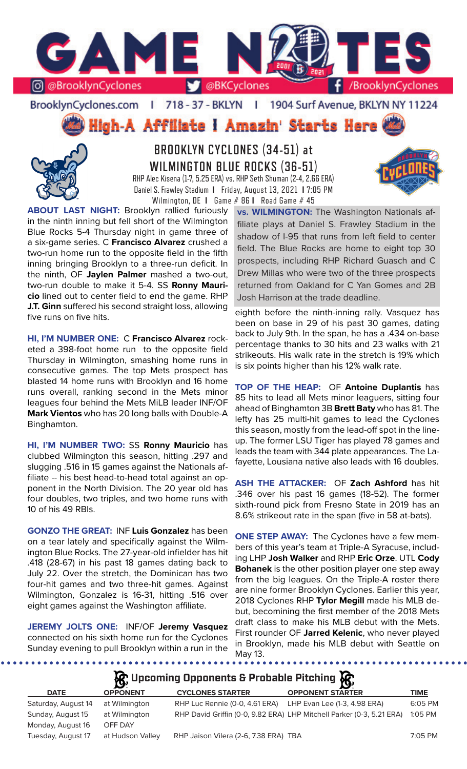# GAME NOTES

@BrooklynCyclones | @BKCyclones | /BrooklynCyclones

BrooklynCyclones.com | 718-37-BKLYN | 1904 Surf Avenue, BKLYN NY 11224

**High-A Affiliate | Amazin' Starts Here**

## BROOKLYN CYCLONES (34-51) at WILMINGTON BLUE ROCKS (36-51)

RHP Alec Kisena (1-7, 5.25 ERA) vs. RHP Seth Shuman (2-4, 2.66 ERA)
Daniel S. Frawley Stadium | Friday, August 13, 2021 | 7:05 PM
Wilmington, DE | Game # 86 | Road Game # 45

**ABOUT LAST NIGHT:** Brooklyn rallied furiously in the ninth inning but fell short of the Wilmington Blue Rocks 5-4 Thursday night in game three of a six-game series. C **Francisco Alvarez** crushed a two-run home run to the opposite field in the fifth inning bringing Brooklyn to a three-run deficit. In the ninth, OF **Jaylen Palmer** mashed a two-out, two-run double to make it 5-4. SS **Ronny Mauricio** lined out to center field to end the game. RHP **J.T. Ginn** suffered his second straight loss, allowing five runs on five hits.

**HI, I'M NUMBER ONE:** C **Francisco Alvarez** rocketed a 398-foot home run to the opposite field Thursday in Wilmington, smashing home runs in consecutive games. The top Mets prospect has blasted 14 home runs with Brooklyn and 16 home runs overall, ranking second in the Mets minor leagues four behind the Mets MiLB leader INF/OF **Mark Vientos** who has 20 long balls with Double-A Binghamton.

**HI, I'M NUMBER TWO:** SS **Ronny Mauricio** has clubbed Wilmington this season, hitting .297 and slugging .516 in 15 games against the Nationals affiliate -- his best head-to-head total against an opponent in the North Division. The 20 year old has four doubles, two triples, and two home runs with 10 of his 49 RBIs.

**GONZO THE GREAT:** INF **Luis Gonzalez** has been on a tear lately and specifically against the Wilmington Blue Rocks. The 27-year-old infielder has hit .418 (28-67) in his past 18 games dating back to July 22. Over the stretch, the Dominican has two four-hit games and two three-hit games. Against Wilmington, Gonzalez is 16-31, hitting .516 over eight games against the Washington affiliate.

**JEREMY JOLTS ONE:** INF/OF **Jeremy Vasquez** connected on his sixth home run for the Cyclones Sunday evening to pull Brooklyn within a run in the eighth before the ninth-inning rally. Vasquez has been on base in 29 of his past 30 games, dating back to July 9th. In the span, he has a .434 on-base percentage thanks to 30 hits and 23 walks with 21 strikeouts. His walk rate in the stretch is 19% which is six points higher than his 12% walk rate.

**vs. WILMINGTON:** The Washington Nationals affiliate plays at Daniel S. Frawley Stadium in the shadow of I-95 that runs from left field to center field. The Blue Rocks are home to eight top 30 prospects, including RHP Richard Guasch and C Drew Millas who were two of the three prospects returned from Oakland for C Yan Gomes and 2B Josh Harrison at the trade deadline.

**TOP OF THE HEAP:** OF **Antoine Duplantis** has 85 hits to lead all Mets minor leaguers, sitting four ahead of Binghamton 3B **Brett Baty** who has 81. The lefty has 25 multi-hit games to lead the Cyclones this season, mostly from the lead-off spot in the lineup. The former LSU Tiger has played 78 games and leads the team with 344 plate appearances. The Lafayette, Lousiana native also leads with 16 doubles.

**ASH THE ATTACKER:** OF **Zach Ashford** has hit .346 over his past 16 games (18-52). The former sixth-round pick from Fresno State in 2019 has an 8.6% strikeout rate in the span (five in 58 at-bats).

**ONE STEP AWAY:** The Cyclones have a few members of this year's team at Triple-A Syracuse, including LHP **Josh Walker** and RHP **Eric Orze**. UTL **Cody Bohanek** is the other position player one step away from the big leagues. On the Triple-A roster there are nine former Brooklyn Cyclones. Earlier this year, 2018 Cyclones RHP **Tylor Megill** made his MLB debut, becoming the first member of the 2018 Mets draft class to make his MLB debut with the Mets. First rounder **Jarred Kelenic**, who never played in Brooklyn, made his MLB debut with Seattle on May 13.

## Upcoming Opponents & Probable Pitching

| DATE | OPPONENT | CYCLONES STARTER | OPPONENT STARTER | TIME |
|---|---|---|---|---|
| Saturday, August 14 | at Wilmington | RHP Luc Rennie (0-0, 4.61 ERA) | LHP Evan Lee (1-3, 4.98 ERA) | 6:05 PM |
| Sunday, August 15 | at Wilmington | RHP David Griffin (0-0, 9.82 ERA) | LHP Mitchell Parker (0-3, 5.21 ERA) | 1:05 PM |
| Monday, August 16 | OFF DAY | | | |
| Tuesday, August 17 | at Hudson Valley | RHP Jaison Vilera (2-6, 7.38 ERA) | TBA | 7:05 PM |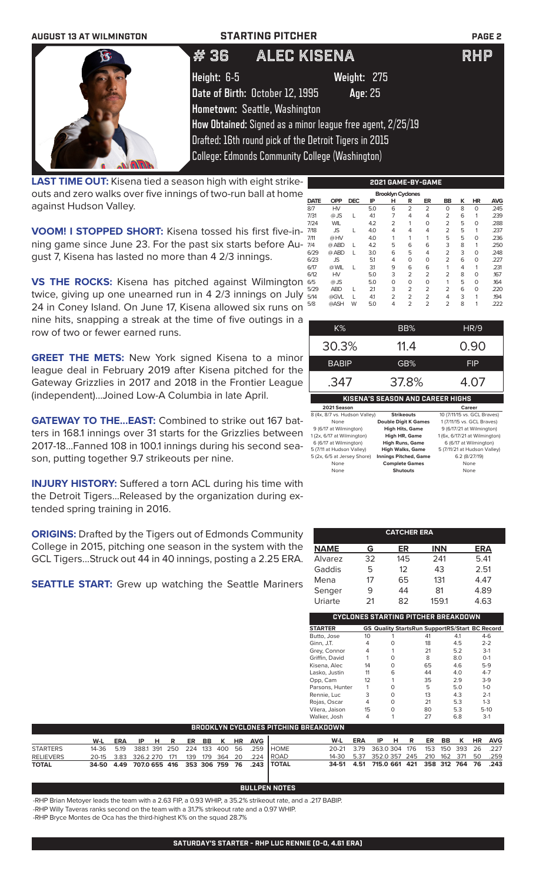AUGUST 13 AT WILMINGTON — STARTING PITCHER

# # 36 ALEC KISENA — RHP

**Height:** 6-5 **Weight:** 275
**Date of Birth:** October 12, 1995 **Age:** 25
**Hometown:** Seattle, Washington
**How Obtained:** Signed as a minor league free agent, 2/25/19
Drafted: 16th round pick of the Detroit Tigers in 2015
College: Edmonds Community College (Washington)

**LAST TIME OUT:** Kisena tied a season high with eight strikeouts and zero walks over five innings of two-run ball at home against Hudson Valley.

**VOOM! I STOPPED SHORT:** Kisena tossed his first five-inning game since June 23. For the past six starts before August 7, Kisena has lasted no more than 4 2/3 innings.

**VS THE ROCKS:** Kisena has pitched against Wilmington twice, giving up one unearned run in 4 2/3 innings on July 24 in Coney Island. On June 17, Kisena allowed six runs on nine hits, snapping a streak at the time of five outings in a row of two or fewer earned runs.

**GREET THE METS:** New York signed Kisena to a minor league deal in February 2019 after Kisena pitched for the Gateway Grizzlies in 2017 and 2018 in the Frontier League (independent)...Joined Low-A Columbia in late April.

**GATEWAY TO THE...EAST:** Combined to strike out 167 batters in 168.1 innings over 31 starts for the Grizzlies between 2017-18...Fanned 108 in 100.1 innings during his second season, putting together 9.7 strikeouts per nine.

**INJURY HISTORY:** Suffered a torn ACL during his time with the Detroit Tigers...Released by the organization during extended spring training in 2016.

**ORIGINS:** Drafted by the Tigers out of Edmonds Community College in 2015, pitching one season in the system with the GCL Tigers...Struck out 44 in 40 innings, posting a 2.25 ERA.

**SEATTLE START:** Grew up watching the Seattle Mariners

## 2021 GAME-BY-GAME

Brooklyn Cyclones

| DATE | OPP | DEC | IP | H | R | ER | BB | K | HR | AVG |
|---|---|---|---|---|---|---|---|---|---|---|
| 8/7 | HV | | 5.0 | 6 | 2 | 2 | 0 | 8 | 0 | .245 |
| 7/31 | @JS | L | 4.1 | 7 | 4 | 4 | 2 | 6 | 1 | .239 |
| 7/24 | WIL | | 4.2 | 2 | 1 | 0 | 2 | 5 | 0 | .288 |
| 7/18 | JS | L | 4.0 | 4 | 4 | 4 | 2 | 5 | 1 | .237 |
| 7/11 | @HV | | 4.0 | 1 | 1 | 1 | 5 | 5 | 0 | .236 |
| 7/4 | @ABD | L | 4.2 | 5 | 6 | 6 | 3 | 8 | 1 | .250 |
| 6/29 | @ABD | L | 3.0 | 6 | 5 | 4 | 2 | 3 | 0 | .248 |
| 6/23 | JS | | 5.1 | 4 | 0 | 0 | 2 | 6 | 0 | .227 |
| 6/17 | @WIL | L | 3.1 | 9 | 6 | 6 | 1 | 4 | 1 | .231 |
| 6/12 | HV | | 5.0 | 3 | 2 | 2 | 2 | 8 | 0 | .167 |
| 6/5 | @JS | | 5.0 | 0 | 0 | 0 | 1 | 5 | 0 | .164 |
| 5/29 | ABD | L | 2.1 | 3 | 2 | 2 | 2 | 6 | 0 | .220 |
| 5/14 | @GVL | L | 4.1 | 2 | 2 | 2 | 4 | 3 | 1 | .194 |
| 5/8 | @ASH | W | 5.0 | 4 | 2 | 2 | 2 | 8 | 1 | .222 |

| K% | BB% | HR/9 |
|---|---|---|
| 30.3% | 11.4 | 0.90 |
| **BABIP** | **GB%** | **FIP** |
| .347 | 37.8% | 4.07 |

## KISENA'S SEASON AND CAREER HIGHS

| 2021 Season | | Career |
|---|---|---|
| 8 (4x, 8/7 vs. Hudson Valley) | Strikeouts | 10 (7/11/15 vs. GCL Braves) |
| None | Double Digit K Games | 1 (7/11/15 vs. GCL Braves) |
| 9 (6/17 at Wilmington) | High Hits, Game | 9 (6/17/21 at Wilmington) |
| 1 (2x, 6/17 at Wilmington) | High HR, Game | 1 (6x, 6/17/21 at Wilmington) |
| 6 (6/17 at Wilmington) | High Runs, Game | 6 (6/17 at Wilmington) |
| 5 (7/11 at Hudson Valley) | High Walks, Game | 5 (7/11/21 at Hudson Valley) |
| 5 (2x, 6/5 at Jersey Shore) | Innings Pitched, Game | 6.2 (8/27/19) |
| None | Complete Games | None |
| None | Shutouts | None |

## CATCHER ERA

| NAME | G | ER | INN | ERA |
|---|---|---|---|---|
| Alvarez | 32 | 145 | 241 | 5.41 |
| Gaddis | 5 | 12 | 43 | 2.51 |
| Mena | 17 | 65 | 131 | 4.47 |
| Senger | 9 | 44 | 81 | 4.89 |
| Uriarte | 21 | 82 | 159.1 | 4.63 |

## CYCLONES STARTING PITCHER BREAKDOWN

| STARTER | GS | Quality Starts | Run Support | RS/Start | BC Record |
|---|---|---|---|---|---|
| Butto, Jose | 10 | 1 | 41 | 4.1 | 4-6 |
| Ginn, J.T. | 4 | 0 | 18 | 4.5 | 2-2 |
| Grey, Connor | 4 | 1 | 21 | 5.2 | 3-1 |
| Griffin, David | 1 | 0 | 8 | 8.0 | 0-1 |
| Kisena, Alec | 14 | 0 | 65 | 4.6 | 5-9 |
| Lasko, Justin | 11 | 6 | 44 | 4.0 | 4-7 |
| Opp, Cam | 12 | 1 | 35 | 2.9 | 3-9 |
| Parsons, Hunter | 1 | 0 | 5 | 5.0 | 1-0 |
| Rennie, Luc | 3 | 0 | 13 | 4.3 | 2-1 |
| Rojas, Oscar | 4 | 0 | 21 | 5.3 | 1-3 |
| Vilera, Jaison | 15 | 0 | 80 | 5.3 | 5-10 |
| Walker, Josh | 4 | 1 | 27 | 6.8 | 3-1 |

## BROOKLYN CYCLONES PITCHING BREAKDOWN

| | W-L | ERA | IP | H | R | ER | BB | K | HR | AVG |
|---|---|---|---|---|---|---|---|---|---|---|
| STARTERS | 14-36 | 5.19 | 388.1 | 391 | 250 | 224 | 133 | 400 | 56 | .259 |
| RELIEVERS | 20-15 | 3.83 | 326.2 | 270 | 171 | 139 | 179 | 364 | 20 | .224 |
| **TOTAL** | **34-50** | **4.49** | **707.0** | **655** | **416** | **353** | **306** | **759** | **76** | **.243** |

| | W-L | ERA | IP | H | R | ER | BB | K | HR | AVG |
|---|---|---|---|---|---|---|---|---|---|---|
| HOME | 20-21 | 3.79 | 363.0 | 304 | 176 | 153 | 150 | 393 | 26 | .227 |
| ROAD | 14-30 | 5.37 | 352.0 | 357 | 245 | 210 | 162 | 371 | 50 | .259 |
| **TOTAL** | **34-51** | **4.51** | **715.0** | **661** | **421** | **358** | **312** | **764** | **76** | **.243** |

## BULLPEN NOTES

-RHP Brian Metoyer leads the team with a 2.63 FIP, a 0.93 WHIP, a 35.2% strikeout rate, and a .217 BABIP.
-RHP Willy Taveras ranks second on the team with a 31.7% strikeout rate and a 0.97 WHIP.
-RHP Bryce Montes de Oca has the third-highest K% on the squad 28.7%

## SATURDAY'S STARTER - RHP LUC RENNIE (0-0, 4.61 ERA)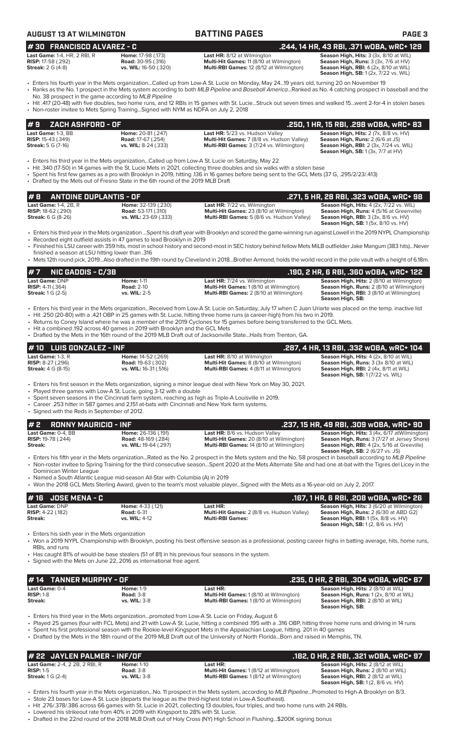## AUGUST 13 AT WILMINGTON — BATTING PAGES

### # 30 FRANCISCO ALVAREZ - C — .244, 14 HR, 43 RBI, .371 wOBA, wRC+ 129

| | | | |
|---|---|---|---|
| **Last Game:** 1-4, HR, 2 RBI, R | **Home:** 17-98 (.173) | **Last HR:** 8/12 at Wilmington | **Season High, Hits:** 3 (3x, 8/10 at WIL) |
| **RISP:** 17-58 (.292) | **Road:** 30-95 (.316) | **Multi-Hit Games:** 11 (8/10 at Wilmington) | **Season High, Runs:** 3 (3x, 7/6 at HV) |
| **Streak:** 2 G (4-8) | **vs. WIL:** 16-50 (.320) | **Multi-RBI Games:** 12 (8/12 at Wilmington) | **Season High, RBI:** 4 (2x, 8/10 at WIL) |
| | | | **Season High, SB:** 1 (2x, 7/22 vs. WIL) |

- Enters his fourth year in the Mets organization...Called up from Low-A St. Lucie on Monday, May 24...19 years old, turning 20 on November 19
- Ranks as the No. 1 prospect in the Mets system according to both *MLB Pipeline* and *Baseball America*...Ranked as No. 4 catching prospect in baseball and the No. 38 prospect in the game according to *MLB Pipeline*
- Hit .417 (20-48) with five doubles, two home runs, and 12 RBIs in 15 games with St. Lucie...Struck out seven times and walked 15...went 2-for-4 in stolen bases
- Non-roster invitee to Mets Spring Training...Signed with NYM as NDFA on July 2, 2018

### # 9 ZACH ASHFORD - OF — .250, 1 HR, 15 RBI, .298 wOBA, wRC+ 83

| | | | |
|---|---|---|---|
| **Last Game:** 1-3, BB | **Home:** 20-81 (.247) | **Last HR:** 5/23 vs. Hudson Valley | **Season High, Hits:** 2 (7x, 8/8 vs. HV) |
| **RISP:** 15-43 (.349) | **Road:** 17-67 (.254) | **Multi-Hit Games:** 7 (8/8 vs. Hudson Valley) | **Season High, Runs:** 2 (6/6 at JS) |
| **Streak:** 5 G (7-16) | **vs. WIL:** 8-24 (.333) | **Multi-RBI Games:** 3 (7/24 vs. Wilmington) | **Season High, RBI:** 2 (3x, 7/24 vs. WIL) |
| | | | **Season High, SB:** 1 (3x, 7/7 at HV) |

- Enters his third year in the Mets organization...Called up from Low-A St. Lucie on Saturday, May 22
- Hit .340 (17-50) in 14 games with the St. Lucie Mets in 2021, collecting three doubles and six walks with a stolen base
- Spent his first few games as a pro with Brooklyn in 2019, hitting .136 in 16 games before being sent to the GCL Mets (37 G, .295/2/23/.413)
- Drafted by the Mets out of Fresno State in the 6th round of the 2019 MLB Draft

### # 8 ANTOINE DUPLANTIS - OF — .271, 5 HR, 28 RBI, .323 wOBA, wRC+ 98

| | | | |
|---|---|---|---|
| **Last Game:** 1-4, 2B, R | **Home:** 32-139 (.230) | **Last HR:** 7/22 vs. Wilmington | **Season High, Hits:** 4 (2x, 7/22 vs. WIL) |
| **RISP:** 18-62 (.290) | **Road:** 30-95 (.316) | **Multi-Hit Games:** 18 (8/10 at Wilmington) | **Season High, Runs:** 4 (5/16 at Greenville) |
| **Streak:** 6 G (8-26) | **vs. WIL:** 23-69 (.333) | **Multi-RBI Games:** 5 (8/6 vs. Hudson Valley) | **Season High, RBI:** 3 (3x, 8/6 vs. HV) |
| | | | **Season High, SB:** 1 (5x, 8/10 vs. HV) |

- Enters his third year in the Mets organization ...Spent his draft year with Brooklyn and scored the game-winning run against Lowell in the 2019 NYPL Championship
- Recorded eight outfield assists in 47 games to lead Brooklyn in 2019
- Finished his LSU career with 359 hits, most in school history and second-most in SEC history behind fellow Mets MiLB outfielder Jake Mangum (383 hits)...Never finished a season at LSU hitting lower than .316
- Mets 12th round pick, 2019...Also drafted in the 19th round by Cleveland in 2018...Brother Armond, holds the world record in the pole vault with a height of 6.18m.

### # 7 NIC GADDIS - C/3B — .190, 2 HR, 6 RBI, .360 wOBA, wRC+ 122

| | | | |
|---|---|---|---|
| **Last Game:** DNP | **Home:** 1-11 | **Last HR:** 7/24 vs. Wilmington | **Season High, Hits:** 2 (8/10 at Wilmington) |
| **RISP:** 4-11 (.364) | **Road:** 2-10 | **Multi-Hit Games:** 1 (8/10 at Wilmington) | **Season High, Runs:** 2 (8/10 at Wilmington) |
| **Streak:** 1 G (2-5) | **vs. WIL:** 2-5 | **Multi-RBI Games:** 2 (8/10 at Wilmington) | **Season High, RBI:** 3 (8/10 at Wilmington) |
| | | | **Season High, SB:** |

- Enters his third year in the Mets organization...Received from Low-A St. Lucie on Saturday, July 17 when C Juan Uriarte was placed on the temp. inactive list
- Hit .250 (20-80) with a .421 OBP in 25 games with St. Lucie, hitting three home runs (a career-high) from his two in 2019.
- Returns to Coney Island where he was a member of the 2019 Cyclones for 15 games before being transferred to the GCL Mets.
- Hit a combined .192 across 40 games in 2019 with Brooklyn and the GCL Mets
- Drafted by the Mets in the 16th round of the 2019 MLB Draft out of Jacksonville State...Hails from Trenton, GA.

### # 10 LUIS GONZALEZ - INF — .287, 4 HR, 13 RBI, .332 wOBA, wRC+ 104

| | | | |
|---|---|---|---|
| **Last Game:** 1-3, R | **Home:** 14-52 (.269) | **Last HR:** 8/10 at Wilmington | **Season High, Hits:** 4 (2x, 8/10 at WIL) |
| **RISP:** 8-27 (.296) | **Road:** 19-63 (.302) | **Multi-Hit Games:** 8 (8/10 at Wilmington) | **Season High, Runs:** 3 (3x 8/10 at WIL) |
| **Streak:** 4 G (8-15) | **vs. WIL:** 16-31 (.516) | **Multi-RBI Games:** 4 (8/11 at Wilmington) | **Season High, RBI:** 2 (4x, 8/11 at WIL) |
| | | | **Season High, SB:** 1 (7/22 vs. WIL) |

- Enters his first season in the Mets organization, signing a minor league deal with New York on May 30, 2021.
- Played three games with Low-A St. Lucie, going 3-12 with a double
- Spent seven seasons in the Cincinnati farm system, reaching as high as Triple-A Louisville in 2019.
- Career .253 hitter in 587 games and 2,151 at-bats with Cincinnati and New York farm systems.
- Signed with the Reds in September of 2012.

### # 2 RONNY MAURICIO - INF — .237, 15 HR, 49 RBI, .309 wOBA, wRC+ 90

| | | | |
|---|---|---|---|
| **Last Game:** 0-4, BB | **Home:** 26-136 (.191) | **Last HR:** 8/6 vs. Hudson Valley | **Season High, Hits:** 3 (4x, 6/17 atWilmington) |
| **RISP:** 19-78 (.244) | **Road:** 48-169 (.284) | **Multi-Hit Games:** 20 (8/10 at Wilmington) | **Season High, Runs:** 3 (7/27 at Jersey Shore) |
| **Streak:** | **vs. WIL:** 19-64 (.297) | **Multi-RBI Games:** 14 (8/10 at Wilmington) | **Season High, RBI:** 4 (2x, 5/16 at Greeville) |
| | | | **Season High, SB:** 2 (6/27 vs. JS) |

- Enters his fifth year in the Mets organization...Rated as the No. 2 prospect in the Mets system and the No. 58 prospect in baseball according to *MLB Pipeline*
- Non-roster invitee to Spring Training for the third consecutive season...Spent 2020 at the Mets Alternate Site and had one at-bat with the Tigres del Licey in the Dominican Winter League
- Named a South Atlantic League mid-season All-Star with Columbia (A) in 2019
- Won the 2018 GCL Mets Sterling Award, given to the team's most valuable player...Signed with the Mets as a 16-year-old on July 2, 2017.

### # 16 JOSE MENA - C — .167, 1 HR, 6 RBI, .208 wOBA, wRC+ 26

| | | | |
|---|---|---|---|
| **Last Game:** DNP | **Home:** 4-33 (.121) | **Last HR:** | **Season High, Hits:** 3 (6/20 at Wilmington) |
| **RISP:** 4-22 (.182) | **Road:** 6-31 | **Multi-Hit Games:** 2 (8/8 vs. Hudson Valley) | **Season High, Runs:** 2 (6/30 at ABD G2) |
| **Streak:** | **vs. WIL:** 4-12 | **Multi-RBI Games:** | **Season High, RBI:** 1 (5x, 8/8 vs. HV) |
| | | | **Season High, SB:** 1 (2, 8/6 vs. HV) |

- Enters his sixth year in the Mets organization
- Won a 2019 NYPL Championship with Brooklyn, posting his best offensive season as a professional, posting career highs in batting average, hits, home runs, RBIs, and runs
- Has caught 81% of would-be base stealers (51 of 81) in his previous four seasons in the system.
- Signed with the Mets on June 22, 2016 as international free agent.

### # 14 TANNER MURPHY - OF — .235, 0 HR, 2 RBI, .304 wOBA, wRC+ 87

| | | | |
|---|---|---|---|
| **Last Game:** 0-4 | **Home:** 1-9 | **Last HR:** | **Season High, Hits:** 2 (8/10 at WIL) |
| **RISP:** 1-8 | **Road:** 3-8 | **Multi-Hit Games:** 1 (8/10 at Wilmington) | **Season High, Runs:** 1 (2x, 8/10 at WIL) |
| **Streak:** | **vs. WIL:** 3-8 | **Multi-RBI Games:** 1 (8/10 at Wilmington) | **Season High, RBI:** 2 (8/10 at WIL) |
| | | | **Season High, SB:** |

- Enters his third year in the Mets organization...promoted from Low-A St. Lucie on Friday, August 6
- Played 25 games (four with FCL Mets) and 21 with Low-A St. Lucie, hitting a combined .195 with a .316 OBP, hitting three home runs and driving in 14 runs
- Spent his first professional season with the Rookie-level Kingsport Mets in the Appalachian League, hitting. 201 in 40 games
- Drafted by the Mets in the 18th round of the 2019 MLB Draft out of the University of North Florida...Born and raised in Memphis, TN.

### # 22 JAYLEN PALMER - INF/OF — .182, 0 HR, 2 RBI, .321 wOBA, wRC+ 97

| | | | |
|---|---|---|---|
| **Last Game:** 2-4, 2 2B, 2 RBI, R | **Home:** 1-10 | **Last HR:** | **Season High, Hits:** 2 (8/12 at WIL) |
| **RISP:** 1-5 | **Road:** 3-8 | **Multi-Hit Games:** 1 (8/12 at Wilmington) | **Season High, Runs:** 2 (8/10 at WIL) |
| **Streak:** 1 G (2-4) | **vs. WIL:** 3-8 | **Multi-RBI Games:** 1 (8/12 at Wilmington) | **Season High, RBI:** 2 (8/12 at WIL) |
| | | | **Season High, SB:** 1 (2, 8/6 vs. HV) |

- Enters his fourth year in the Mets organization...No. 11 prospect in the Mets system, according to *MLB Pipeline*...Promoted to High-A Brooklyn on 8/3.
- Stole 23 bases for Low-A St. Lucie (departs the league as the third-highest total in Low-A Southeast).
- Hit .276/.378/.386 across 66 games with St. Lucie in 2021, collecting 13 doubles, four triples, and two home runs with 24 RBIs.
- Lowered his strikeout rate from 40% in 2019 with Kingsport to 28% with St. Lucie.
- Drafted in the 22nd round of the 2018 MLB Draft out of Holy Cross (NY) High School in Flushing...$200K signing bonus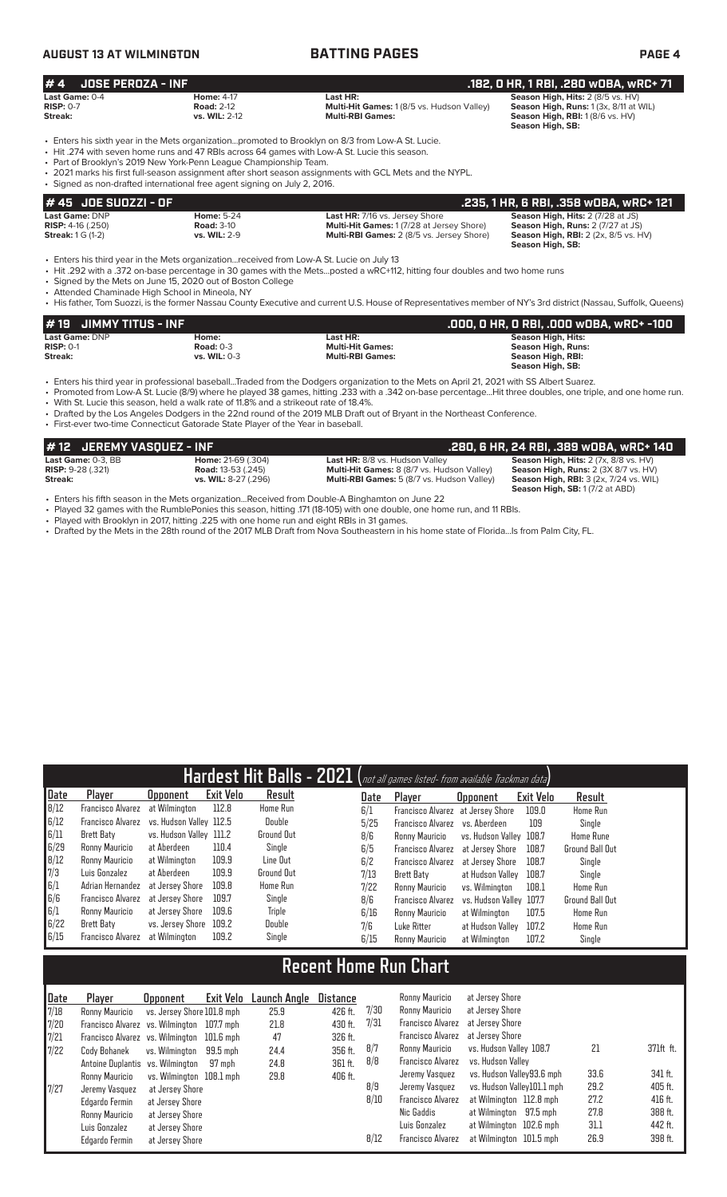## # 4 JOSE PEROZA - INF

**.182, 0 HR, 1 RBI, .280 wOBA, wRC+ 71**

| | | | |
|---|---|---|---|
| **Last Game:** 0-4 | **Home:** 4-17 | **Last HR:** | **Season High, Hits:** 2 (8/5 vs. HV) |
| **RISP:** 0-7 | **Road:** 2-12 | **Multi-Hit Games:** 1 (8/5 vs. Hudson Valley) | **Season High, Runs:** 1 (3x, 8/11 at WIL) |
| **Streak:** | **vs. WIL:** 2-12 | **Multi-RBI Games:** | **Season High, RBI:** 1 (8/6 vs. HV) |
| | | | **Season High, SB:** |

- Enters his sixth year in the Mets organization...promoted to Brooklyn on 8/3 from Low-A St. Lucie.
- Hit .274 with seven home runs and 47 RBIs across 64 games with Low-A St. Lucie this season.
- Part of Brooklyn's 2019 New York-Penn League Championship Team.
- 2021 marks his first full-season assignment after short season assignments with GCL Mets and the NYPL.
- Signed as non-drafted international free agent signing on July 2, 2016.

## # 45 JOE SUOZZI - OF

**.235, 1 HR, 6 RBI, .358 wOBA, wRC+ 121**

| | | | |
|---|---|---|---|
| **Last Game:** DNP | **Home:** 5-24 | **Last HR:** 7/16 vs. Jersey Shore | **Season High, Hits:** 2 (7/28 at JS) |
| **RISP:** 4-16 (.250) | **Road:** 3-10 | **Multi-Hit Games:** 1 (7/28 at Jersey Shore) | **Season High, Runs:** 2 (7/27 at JS) |
| **Streak:** 1 G (1-2) | **vs. WIL:** 2-9 | **Multi-RBI Games:** 2 (8/5 vs. Jersey Shore) | **Season High, RBI:** 2 (2x, 8/5 vs. HV) |
| | | | **Season High, SB:** |

- Enters his third year in the Mets organization...received from Low-A St. Lucie on July 13
- Hit .292 with a .372 on-base percentage in 30 games with the Mets...posted a wRC+112, hitting four doubles and two home runs
- Signed by the Mets on June 15, 2020 out of Boston College
- Attended Chaminade High School in Mineola, NY
- His father, Tom Suozzi, is the former Nassau County Executive and current U.S. House of Representatives member of NY's 3rd district (Nassau, Suffolk, Queens)

## # 19 JIMMY TITUS - INF

**.000, 0 HR, 0 RBI, .000 wOBA, wRC+ -100**

| | | | |
|---|---|---|---|
| **Last Game:** DNP | **Home:** | **Last HR:** | **Season High, Hits:** |
| **RISP:** 0-1 | **Road:** 0-3 | **Multi-Hit Games:** | **Season High, Runs:** |
| **Streak:** | **vs. WIL:** 0-3 | **Multi-RBI Games:** | **Season High, RBI:** |
| | | | **Season High, SB:** |

- Enters his third year in professional baseball...Traded from the Dodgers organization to the Mets on April 21, 2021 with SS Albert Suarez.
- Promoted from Low-A St. Lucie (8/9) where he played 38 games, hitting .233 with a .342 on-base percentage...Hit three doubles, one triple, and one home run.
- With St. Lucie this season, held a walk rate of 11.8% and a strikeout rate of 18.4%.
- Drafted by the Los Angeles Dodgers in the 22nd round of the 2019 MLB Draft out of Bryant in the Northeast Conference.
- First-ever two-time Connecticut Gatorade State Player of the Year in baseball.

## # 12 JEREMY VASQUEZ - INF

**.280, 6 HR, 24 RBI, .389 wOBA, wRC+ 140**

| | | | |
|---|---|---|---|
| **Last Game:** 0-3, BB | **Home:** 21-69 (.304) | **Last HR:** 8/8 vs. Hudson Valley | **Season High, Hits:** 2 (7x, 8/8 vs. HV) |
| **RISP:** 9-28 (.321) | **Road:** 13-53 (.245) | **Multi-Hit Games:** 8 (8/7 vs. Hudson Valley) | **Season High, Runs:** 2 (3X 8/7 vs. HV) |
| **Streak:** | **vs. WIL:** 8-27 (.296) | **Multi-RBI Games:** 5 (8/7 vs. Hudson Valley) | **Season High, RBI:** 3 (2x, 7/24 vs. WIL) |
| | | | **Season High, SB:** 1 (7/2 at ABD) |

- Enters his fifth season in the Mets organization...Received from Double-A Binghamton on June 22
- Played 32 games with the RumblePonies this season, hitting .171 (18-105) with one double, one home run, and 11 RBIs.
- Played with Brooklyn in 2017, hitting .225 with one home run and eight RBIs in 31 games.
- Drafted by the Mets in the 28th round of the 2017 MLB Draft from Nova Southeastern in his home state of Florida...Is from Palm City, FL.

## Hardest Hit Balls - 2021 (*not all games listed- from available Trackman data*)

| Date | Player | Opponent | Exit Velo | Result |
|---|---|---|---|---|
| 8/12 | Francisco Alvarez | at Wilmington | 112.8 | Home Run |
| 6/12 | Francisco Alvarez | vs. Hudson Valley | 112.5 | Double |
| 6/11 | Brett Baty | vs. Hudson Valley | 111.2 | Ground Out |
| 6/29 | Ronny Mauricio | at Aberdeen | 110.4 | Single |
| 8/12 | Ronny Mauricio | at Wilmington | 109.9 | Line Out |
| 7/3 | Luis Gonzalez | at Aberdeen | 109.9 | Ground Out |
| 6/1 | Adrian Hernandez | at Jersey Shore | 109.8 | Home Run |
| 6/6 | Francisco Alvarez | at Jersey Shore | 109.7 | Single |
| 6/1 | Ronny Mauricio | at Jersey Shore | 109.6 | Triple |
| 6/22 | Brett Baty | vs. Jersey Shore | 109.2 | Double |
| 6/15 | Francisco Alvarez | at Wilmington | 109.2 | Single |
| 6/1 | Francisco Alvarez | at Jersey Shore | 109.0 | Home Run |
| 5/25 | Francisco Alvarez | vs. Aberdeen | 109 | Single |
| 8/6 | Ronny Mauricio | vs. Hudson Valley | 108.7 | Home Rune |
| 6/5 | Francisco Alvarez | at Jersey Shore | 108.7 | Ground Ball Out |
| 6/2 | Francisco Alvarez | at Jersey Shore | 108.7 | Single |
| 7/13 | Brett Baty | at Hudson Valley | 108.7 | Single |
| 7/22 | Ronny Mauricio | vs. Wilmington | 108.1 | Home Run |
| 8/6 | Francisco Alvarez | vs. Hudson Valley | 107.7 | Ground Ball Out |
| 6/16 | Ronny Mauricio | at Wilmington | 107.5 | Home Run |
| 7/6 | Luke Ritter | at Hudson Valley | 107.2 | Home Run |
| 6/15 | Ronny Mauricio | at Wilmington | 107.2 | Single |

## Recent Home Run Chart

| Date | Player | Opponent | Exit Velo | Launch Angle | Distance |
|---|---|---|---|---|---|
| 7/18 | Ronny Mauricio | vs. Jersey Shore | 101.8 mph | 25.9 | 426 ft. |
| 7/20 | Francisco Alvarez | vs. Wilmington | 107.7 mph | 21.8 | 430 ft. |
| 7/21 | Francisco Alvarez | vs. Wilmington | 101.6 mph | 47 | 326 ft. |
| 7/22 | Cody Bohanek | vs. Wilmington | 99.5 mph | 24.4 | 356 ft. |
| | Antoine Duplantis | vs. Wilmington | 97 mph | 24.8 | 361 ft. |
| | Ronny Mauricio | vs. Wilmington | 108.1 mph | 29.8 | 406 ft. |
| 7/27 | Jeremy Vasquez | at Jersey Shore | | | |
| | Edgardo Fermin | at Jersey Shore | | | |
| | Ronny Mauricio | at Jersey Shore | | | |
| | Luis Gonzalez | at Jersey Shore | | | |
| | Edgardo Fermin | at Jersey Shore | | | |
| 7/30 | Ronny Mauricio | at Jersey Shore | | | |
| 7/31 | Ronny Mauricio | at Jersey Shore | | | |
| | Francisco Alvarez | at Jersey Shore | | | |
| | Francisco Alvarez | at Jersey Shore | | | |
| 8/7 | Ronny Mauricio | vs. Hudson Valley | 108.7 | 21 | 371ft. ft. |
| 8/8 | Francisco Alvarez | vs. Hudson Valley | | | |
| | Jeremy Vasquez | vs. Hudson Valley | 93.6 mph | 33.6 | 341 ft. |
| 8/9 | Jeremy Vasquez | vs. Hudson Valley | 101.1 mph | 29.2 | 405 ft. |
| 8/10 | Francisco Alvarez | at Wilmington | 112.8 mph | 27.2 | 416 ft. |
| | Nic Gaddis | at Wilmington | 97.5 mph | 27.8 | 388 ft. |
| | Luis Gonzalez | at Wilmington | 102.6 mph | 31.1 | 442 ft. |
| 8/12 | Francisco Alvarez | at Wilmington | 101.5 mph | 26.9 | 398 ft. |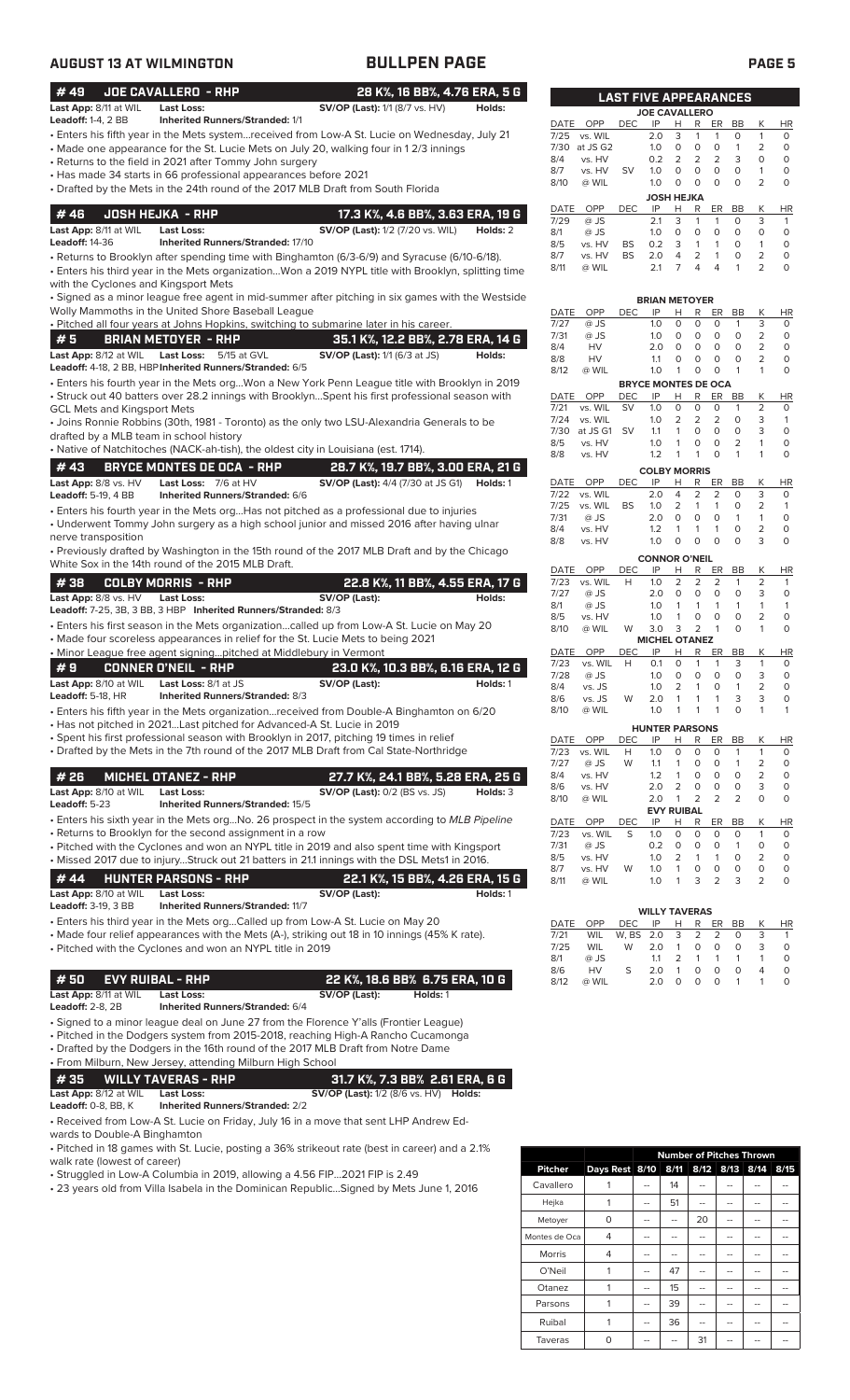## AUGUST 13 AT WILMINGTON — BULLPEN PAGE

### #49 JOE CAVALLERO - RHP — 28 K%, 16 BB%, 4.76 ERA, 5 G

**Last App:** 8/11 at WIL **Last Loss:** **SV/OP (Last):** 1/1 (8/7 vs. HV) **Holds:**
**Leadoff:** 1-4, 2 BB **Inherited Runners/Stranded:** 1/1

- Enters his fifth year in the Mets system...received from Low-A St. Lucie on Wednesday, July 21
- Made one appearance for the St. Lucie Mets on July 20, walking four in 1 2/3 innings
- Returns to the field in 2021 after Tommy John surgery
- Has made 34 starts in 66 professional appearances before 2021
- Drafted by the Mets in the 24th round of the 2017 MLB Draft from South Florida

### #46 JOSH HEJKA - RHP — 17.3 K%, 4.6 BB%, 3.63 ERA, 19 G

**Last App:** 8/11 at WIL **Last Loss:** **SV/OP (Last):** 1/2 (7/20 vs. WIL) **Holds:** 2
**Leadoff:** 14-36 **Inherited Runners/Stranded:** 17/10

- Returns to Brooklyn after spending time with Binghamton (6/3-6/9) and Syracuse (6/10-6/18).
- Enters his third year in the Mets organization...Won a 2019 NYPL title with Brooklyn, splitting time with the Cyclones and Kingsport Mets
- Signed as a minor league free agent in mid-summer after pitching in six games with the Westside Wolly Mammoths in the United Shore Baseball League
- Pitched all four years at Johns Hopkins, switching to submarine later in his career.

### #5 BRIAN METOYER - RHP — 35.1 K%, 12.2 BB%, 2.78 ERA, 14 G

**Last App:** 8/12 at WIL **Last Loss:** 5/15 at GVL **SV/OP (Last):** 1/1 (6/3 at JS) **Holds:**
**Leadoff:** 4-18, 2 BB, HBP **Inherited Runners/Stranded:** 6/5

- Enters his fourth year in the Mets org...Won a New York Penn League title with Brooklyn in 2019
- Struck out 40 batters over 28.2 innings with Brooklyn...Spent his first professional season with GCL Mets and Kingsport Mets
- Joins Ronnie Robbins (30th, 1981 - Toronto) as the only two LSU-Alexandria Generals to be drafted by a MLB team in school history
- Native of Natchitoches (NACK-ah-tish), the oldest city in Louisiana (est. 1714).

### #43 BRYCE MONTES DE OCA - RHP — 28.7 K%, 19.7 BB%, 3.00 ERA, 21 G

**Last App:** 8/8 vs. HV **Last Loss:** 7/6 at HV **SV/OP (Last):** 4/4 (7/30 at JS G1) **Holds:** 1
**Leadoff:** 5-19, 4 BB **Inherited Runners/Stranded:** 6/6

- Enters his fourth year in the Mets org...Has not pitched as a professional due to injuries
- Underwent Tommy John surgery as a high school junior and missed 2016 after having ulnar nerve transposition
- Previously drafted by Washington in the 15th round of the 2017 MLB Draft and by the Chicago White Sox in the 14th round of the 2015 MLB Draft.

### #38 COLBY MORRIS - RHP — 22.8 K%, 11 BB%, 4.55 ERA, 17 G

**Last App:** 8/8 vs. HV **Last Loss:** **SV/OP (Last):** **Holds:**
**Leadoff:** 7-25, 3B, 3 BB, 3 HBP **Inherited Runners/Stranded:** 8/3

- Enters his first season in the Mets organization...called up from Low-A St. Lucie on May 20
- Made four scoreless appearances in relief for the St. Lucie Mets prior to being 2021
- Minor League free agent signing...pitched at Middlebury in Vermont

### #9 CONNER O'NEIL - RHP — 23.0 K%, 10.3 BB%, 6.16 ERA, 12 G

**Last App:** 8/10 at WIL **Last Loss:** 8/1 at JS **SV/OP (Last):** **Holds:** 1
**Leadoff:** 5-18, HR **Inherited Runners/Stranded:** 8/3

- Enters his fifth year in the Mets organization...received from Double-A Binghamton on 6/20
- Has not pitched in 2021...Last pitched for Advanced-A St. Lucie in 2019
- Spent his first professional season with Brooklyn in 2017, pitching 19 times in relief
- Drafted by the Mets in the 7th round of the 2017 MLB Draft from Cal State-Northridge

### #26 MICHEL OTANEZ - RHP — 27.7 K%, 24.1 BB%, 5.28 ERA, 25 G

**Last App:** 8/10 at WIL **Last Loss:** **SV/OP (Last):** 0/2 (BS vs. JS) **Holds:** 3
**Leadoff:** 5-23 **Inherited Runners/Stranded:** 15/5

- Enters his sixth year in the Mets org...No. 26 prospect in the system according to *MLB Pipeline*
- Returns to Brooklyn for the second assignment in a row
- Pitched with the Cyclones and won an NYPL title in 2019 and also spent time with Kingsport
- Missed 2017 due to injury...Struck out 21 batters in 21.1 innings with the DSL Mets1 in 2016.

### #44 HUNTER PARSONS - RHP — 22.1 K%, 15 BB%, 4.26 ERA, 15 G

**Last App:** 8/10 at WIL **Last Loss:** **SV/OP (Last):** **Holds:** 1
**Leadoff:** 3-19, 3 BB **Inherited Runners/Stranded:** 11/7

- Enters his third year in the Mets org...Called up from Low-A St. Lucie on May 20
- Made four relief appearances with the Mets (A-), striking out 18 in 10 innings (45% K rate).
- Pitched with the Cyclones and won an NYPL title in 2019

### #50 EVY RUIBAL - RHP — 22 K%, 18.6 BB% 6.75 ERA, 10 G

**Last App:** 8/11 at WIL **Last Loss:** **SV/OP (Last):** **Holds:** 1
**Leadoff:** 2-8, 2B **Inherited Runners/Stranded:** 6/4

- Signed to a minor league deal on June 27 from the Florence Y'alls (Frontier League)
- Pitched in the Dodgers system from 2015-2018, reaching High-A Rancho Cucamonga
- Drafted by the Dodgers in the 16th round of the 2017 MLB Draft from Notre Dame
- From Milburn, New Jersey, attending Milburn High School

### #35 WILLY TAVERAS - RHP — 31.7 K%, 7.3 BB% 2.61 ERA, 6 G

**Last App:** 8/12 at WIL **Last Loss:** **SV/OP (Last):** 1/2 (8/6 vs. HV) **Holds:**
**Leadoff:** 0-8, BB, K **Inherited Runners/Stranded:** 2/2

- Received from Low-A St. Lucie on Friday, July 16 in a move that sent LHP Andrew Edwards to Double-A Binghamton
- Pitched in 18 games with St. Lucie, posting a 36% strikeout rate (best in career) and a 2.1% walk rate (lowest of career)
- Struggled in Low-A Columbia in 2019, allowing a 4.56 FIP...2021 FIP is 2.49
- 23 years old from Villa Isabela in the Dominican Republic...Signed by Mets June 1, 2016

## LAST FIVE APPEARANCES

**JOE CAVALLERO**

| DATE | OPP | DEC | IP | H | R | ER | BB | K | HR |
|---|---|---|---|---|---|---|---|---|---|
| 7/25 | vs. WIL | | 2.0 | 3 | 1 | 1 | 0 | 1 | 0 |
| 7/30 | at JS G2 | | 1.0 | 0 | 0 | 0 | 1 | 2 | 0 |
| 8/4 | vs. HV | | 0.2 | 2 | 2 | 2 | 3 | 0 | 0 |
| 8/7 | vs. HV | SV | 1.0 | 0 | 0 | 0 | 0 | 1 | 0 |
| 8/10 | @ WIL | | 1.0 | 0 | 0 | 0 | 0 | 2 | 0 |

**JOSH HEJKA**

| DATE | OPP | DEC | IP | H | R | ER | BB | K | HR |
|---|---|---|---|---|---|---|---|---|---|
| 7/29 | @ JS | | 2.1 | 3 | 1 | 1 | 0 | 3 | 1 |
| 8/1 | @ JS | | 1.0 | 0 | 0 | 0 | 0 | 0 | 0 |
| 8/5 | vs. HV | BS | 0.2 | 3 | 1 | 1 | 0 | 1 | 0 |
| 8/7 | vs. HV | BS | 2.0 | 4 | 2 | 1 | 0 | 2 | 0 |
| 8/11 | @ WIL | | 2.1 | 7 | 4 | 4 | 1 | 2 | 0 |

**BRIAN METOYER**

| DATE | OPP | DEC | IP | H | R | ER | BB | K | HR |
|---|---|---|---|---|---|---|---|---|---|
| 7/27 | @ JS | | 1.0 | 0 | 0 | 0 | 1 | 3 | 0 |
| 7/31 | @ JS | | 1.0 | 0 | 0 | 0 | 0 | 2 | 0 |
| 8/4 | HV | | 2.0 | 0 | 0 | 0 | 0 | 2 | 0 |
| 8/8 | HV | | 1.1 | 0 | 0 | 0 | 0 | 2 | 0 |
| 8/12 | @ WIL | | 1.0 | 1 | 0 | 0 | 1 | 1 | 0 |

**BRYCE MONTES DE OCA**

| DATE | OPP | DEC | IP | H | R | ER | BB | K | HR |
|---|---|---|---|---|---|---|---|---|---|
| 7/21 | vs. WIL | SV | 1.0 | 0 | 0 | 0 | 1 | 2 | 0 |
| 7/24 | vs. WIL | | 1.0 | 2 | 2 | 2 | 0 | 3 | 1 |
| 7/30 | at JS G1 | SV | 1.1 | 1 | 0 | 0 | 0 | 3 | 0 |
| 8/5 | vs. HV | | 1.0 | 1 | 0 | 0 | 2 | 1 | 0 |
| 8/8 | vs. HV | | 1.2 | 1 | 1 | 0 | 1 | 1 | 0 |

**COLBY MORRIS**

| DATE | OPP | DEC | IP | H | R | ER | BB | K | HR |
|---|---|---|---|---|---|---|---|---|---|
| 7/22 | vs. WIL | | 2.0 | 4 | 2 | 2 | 0 | 3 | 0 |
| 7/25 | vs. WIL | BS | 1.0 | 2 | 1 | 1 | 0 | 2 | 1 |
| 7/31 | @ JS | | 2.0 | 0 | 0 | 0 | 1 | 1 | 0 |
| 8/4 | vs. HV | | 1.2 | 1 | 1 | 1 | 0 | 2 | 0 |
| 8/8 | vs. HV | | 1.0 | 0 | 0 | 0 | 0 | 3 | 0 |

**CONNOR O'NEIL**

| DATE | OPP | DEC | IP | H | R | ER | BB | K | HR |
|---|---|---|---|---|---|---|---|---|---|
| 7/23 | vs. WIL | H | 1.0 | 2 | 2 | 2 | 1 | 2 | 1 |
| 7/27 | @ JS | | 2.0 | 0 | 0 | 0 | 0 | 3 | 0 |
| 8/1 | @ JS | | 1.0 | 1 | 1 | 1 | 1 | 1 | 1 |
| 8/5 | vs. HV | | 1.0 | 1 | 0 | 0 | 0 | 2 | 0 |
| 8/10 | @ WIL | W | 3.0 | 3 | 2 | 1 | 0 | 1 | 0 |

**MICHEL OTANEZ**

| DATE | OPP | DEC | IP | H | R | ER | BB | K | HR |
|---|---|---|---|---|---|---|---|---|---|
| 7/23 | vs. WIL | H | 0.1 | 0 | 1 | 1 | 3 | 1 | 0 |
| 7/28 | @ JS | | 1.0 | 0 | 0 | 0 | 0 | 3 | 0 |
| 8/4 | vs. JS | | 1.0 | 2 | 1 | 0 | 1 | 2 | 0 |
| 8/6 | vs. JS | W | 2.0 | 1 | 1 | 1 | 3 | 3 | 0 |
| 8/10 | @ WIL | | 1.0 | 1 | 1 | 1 | 0 | 1 | 1 |

**HUNTER PARSONS**

| DATE | OPP | DEC | IP | H | R | ER | BB | K | HR |
|---|---|---|---|---|---|---|---|---|---|
| 7/23 | vs. WIL | H | 1.0 | 0 | 0 | 0 | 1 | 1 | 0 |
| 7/27 | @ JS | W | 1.1 | 1 | 0 | 0 | 1 | 2 | 0 |
| 8/4 | vs. HV | | 1.2 | 1 | 0 | 0 | 0 | 2 | 0 |
| 8/6 | vs. HV | | 2.0 | 2 | 0 | 0 | 0 | 3 | 0 |
| 8/10 | @ WIL | | 2.0 | 1 | 2 | 2 | 2 | 0 | 0 |

**EVY RUIBAL**

| DATE | OPP | DEC | IP | H | R | ER | BB | K | HR |
|---|---|---|---|---|---|---|---|---|---|
| 7/23 | vs. WIL | S | 1.0 | 0 | 0 | 0 | 0 | 1 | 0 |
| 7/31 | @ JS | | 0.2 | 0 | 0 | 0 | 1 | 0 | 0 |
| 8/5 | vs. HV | | 1.0 | 2 | 1 | 1 | 0 | 2 | 0 |
| 8/7 | vs. HV | W | 1.0 | 1 | 0 | 0 | 0 | 0 | 0 |
| 8/11 | @ WIL | | 1.0 | 1 | 3 | 2 | 3 | 2 | 0 |

**WILLY TAVERAS**

| DATE | OPP | DEC | IP | H | R | ER | BB | K | HR |
|---|---|---|---|---|---|---|---|---|---|
| 7/21 | WIL | W, BS | 2.0 | 3 | 2 | 2 | 0 | 3 | 1 |
| 7/25 | WIL | W | 2.0 | 1 | 0 | 0 | 0 | 3 | 0 |
| 8/1 | @ JS | | 1.1 | 2 | 1 | 1 | 1 | 1 | 0 |
| 8/6 | HV | S | 2.0 | 1 | 0 | 0 | 0 | 4 | 0 |
| 8/12 | @ WIL | | 2.0 | 0 | 0 | 0 | 1 | 1 | 0 |

## Number of Pitches Thrown

| Pitcher | Days Rest | 8/10 | 8/11 | 8/12 | 8/13 | 8/14 | 8/15 |
|---|---|---|---|---|---|---|---|
| Cavallero | 1 | -- | 14 | -- | -- | -- | -- |
| Hejka | 1 | -- | 51 | -- | -- | -- | -- |
| Metoyer | 0 | -- | -- | 20 | -- | -- | -- |
| Montes de Oca | 4 | -- | -- | -- | -- | -- | -- |
| Morris | 4 | -- | -- | -- | -- | -- | -- |
| O'Neil | 1 | -- | 47 | -- | -- | -- | -- |
| Otanez | 1 | -- | 15 | -- | -- | -- | -- |
| Parsons | 1 | -- | 39 | -- | -- | -- | -- |
| Ruibal | 1 | -- | 36 | -- | -- | -- | -- |
| Taveras | 0 | -- | -- | 31 | -- | -- | -- |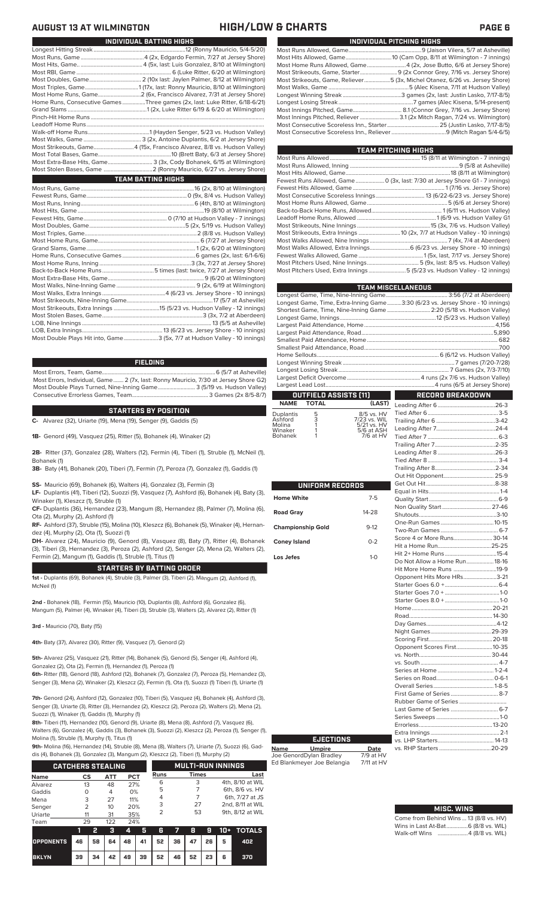# AUGUST 13 AT WILMINGTON — HIGH/LOW & CHARTS

## INDIVIDUAL BATTING HIGHS

Longest Hitting Streak...12 (Ronny Mauricio, 5/4-5/20)
Most Runs, Game...4 (2x, Edgardo Fermin, 7/27 at Jersey Shore)
Most Hits, Game...4 (5x, last: Luis Gonzalez, 8/10 at Wilmington)
Most RBI, Game...6 (Luke Ritter, 6/20 at Wilmington)
Most Doubles, Game...2 (10x last: Jaylen Palmer, 8/12 at Wilmington)
Most Triples, Game...1 (17x, last: Ronny Mauricio, 8/10 at Wilmington)
Most Home Runs, Game...2 (6x, Francisco Alvarez, 7/31 at Jersey Shore)
Home Runs, Consecutive Games...Three games (2x, last: Luke Ritter, 6/18-6/21)
Grand Slams...1 (2x, Luke Ritter 6/19 & 6/20 at Wilmington)
Pinch-Hit Home Runs...
Leadoff Home Runs...
Walk-off Home Runs...1 (Hayden Senger, 5/23 vs. Hudson Valley)
Most Walks, Game...3 (2x, Antoine Duplantis, 6/2 at Jersey Shore)
Most Strikeouts, Game...4 (15x, Francisco Alvarez, 8/8 vs. Hudson Valley)
Most Total Bases, Game...10 (Brett Baty, 6/3 at Jersey Shore)
Most Extra-Base Hits, Game...3 (3x, Cody Bohanek, 6/15 at Wilmington)
Most Stolen Bases, Game...2 (Ronny Mauricio, 6/27 vs. Jersey Shore)

## TEAM BATTING HIGHS

Most Runs, Game...16 (2x, 8/10 at Wilmington)
Fewest Runs, Game...0 (9x, 8/4 vs. Hudson Valley)
Most Runs, Inning...6 (4th, 8/10 at Wilmington)
Most Hits, Game...19 (8/10 at Wilmington)
Fewest Hits, Game...0 (7/10 at Hudson Valley - 7 innings)
Most Doubles, Game...5 (2x, 5/19 vs. Hudson Valley)
Most Triples, Game...2 (8/8 vs. Hudson Valley)
Most Home Runs, Game...6 (7/27 at Jersey Shore)
Grand Slams, Game...1 (2x, 6/20 at Wilmington)
Home Runs, Consecutive Games...6 games (2x, last: 6/1-6/6)
Most Home Runs, Inning...3 (3x, 7/27 at Jersey Shore)
Back-to-Back Home Runs...5 times (last: twice, 7/27 at Jersey Shore)
Most Extra-Base Hits, Game...9 (6/20 at Wilmington)
Most Walks, Nine-Inning Game...9 (2x, 6/19 at Wilmington)
Most Walks, Extra Innings...4 (6/23 vs. Jersey Shore - 10 innings)
Most Strikeouts, Nine-Inning Game...17 (5/7 at Asheville)
Most Strikeouts, Extra Innings...15 (5/23 vs. Hudson Valley - 12 innings)
Most Stolen Bases, Game...3 (3x, 7/2 at Aberdeen)
LOB, Nine Innings...13 (5/5 at Asheville)
LOB, Extra Innings...13 (6/23 vs. Jersey Shore - 10 innings)
Most Double Plays Hit into, Game...3 (5x, 7/7 at Hudson Valley - 10 innings)

## FIELDING

Most Errors, Team, Game...6 (5/7 at Asheville)
Most Errors, Individual, Game...2 (7x, last: Ronny Mauricio, 7/30 at Jersey Shore G2)
Most Double Plays Turned, Nine-Inning Game...3 (5/19 vs. Hudson Valley)
Consecutive Errorless Games, Team...3 Games (2x 8/5-8/7)

## STARTERS BY POSITION

**C-** Alvarez (32), Uriarte (19), Mena (19), Senger (9), Gaddis (5)

**1B-** Genord (49), Vasquez (25), Ritter (5), Bohanek (4), Winaker (2)

**2B-** Ritter (37), Gonzalez (28), Walters (12), Fermin (4), Tiberi (1), Struble (1), McNeil (1), Bohanek (1)

**3B-** Baty (41), Bohanek (20), Tiberi (7), Fermin (7), Peroza (7), Gonzalez (1), Gaddis (1)

**SS-** Mauricio (69), Bohanek (6), Walters (4), Gonzalez (3), Fermin (3)

**LF-** Duplantis (41), Tiberi (12), Suozzi (9), Vasquez (7), Ashford (6), Bohanek (4), Baty (3), Winaker (1), Kleszcz (1), Struble (1)

**CF-** Duplantis (36), Hernandez (23), Mangum (8), Hernandez (8), Palmer (7), Molina (6), Ota (2), Murphy (2), Ashford (1)

**RF-** Ashford (37), Struble (15), Molina (10), Kleszcz (6), Bohanek (5), Winaker (4), Hernandez (4), Murphy (2), Ota (1), Suozzi (1)

**DH-** Alvarez (24), Mauricio (9), Genord (8), Vasquez (8), Baty (7), Ritter (4), Bohanek (3), Tiberi (3), Hernandez (3), Peroza (2), Ashford (2), Senger (2), Mena (2), Walters (2), Fermin (2), Mangum (1), Gaddis (1), Struble (1), Titus (1)

## STARTERS BY BATTING ORDER

**1st -** Duplantis (69), Bohanek (4), Struble (3), Palmer (3), Tiberi (2), Mangum (2), Ashford (1), McNeil (1)

**2nd -** Bohanek (18), Fermin (15), Mauricio (10), Duplantis (8), Ashford (6), Gonzalez (6), Mangum (5), Palmer (4), Winaker (4), Tiberi (3), Struble (3), Walters (2), Alvarez (2), Ritter (1)

**3rd -** Mauricio (70), Baty (15)

**4th-** Baty (37), Alvarez (30), Ritter (9), Vasquez (7), Genord (2)

**5th-** Alvarez (25), Vasquez (21), Ritter (14), Bohanek (5), Genord (5), Senger (4), Ashford (4), Gonzalez (2), Ota (2), Fermin (1), Hernandez (1), Peroza (1)

**6th-** Ritter (18), Genord (18), Ashford (12), Bohanek (7), Gonzalez (7), Peroza (5), Hernandez (3), Senger (3), Mena (2), Winaker (2), Kleszcz (2), Fermin (1), Ota (1), Suozzi (1) Tiberi (1), Uriarte (1)

**7th-** Genord (24), Ashford (12), Gonzalez (10), Tiberi (5), Vasquez (4), Bohanek (4), Ashford (3), Senger (3), Uriarte (3), Hernandez (2), Kleszcz (2), Peroza (2), Walters (2), Mena (2), Suozzi (1), Winaker (1), Gaddis (1), Murphy (1)

**8th-** Tiberi (11), Hernandez (10), Genord (9), Uriarte (8), Mena (8), Ashford (7), Vasquez (6), Walters (6), Gonzalez (4), Gaddis (3), Bohanek (3), Suozzi (2), Kleszcz (2), Peroza (1), Senger (1), Molina (1), Struble (1), Murphy (1), Titus (1)

**9th-** Molina (16), Hernandez (14), Struble (8), Mena (8), Walters (7), Uriarte (7), Suozzi (6), Gaddis (4), Bohanek (3), Gonzalez (3), Mangum (2), Kleszcz (2), Tiberi (1), Murphy (2)

## CATCHERS STEALING

| Name | CS | ATT | PCT |
|---|---|---|---|
| Alvarez | 13 | 48 | 27% |
| Gaddis | 0 | 4 | 0% |
| Mena | 3 | 27 | 11% |
| Senger | 2 | 10 | 20% |
| Uriarte | 11 | 31 | 35% |
| Team | 29 | 122 | 24% |

## MULTI-RUN INNINGS

| Runs | Times | Last |
|---|---|---|
| 6 | 3 | 4th, 8/10 at WIL |
| 5 | 7 | 6th, 8/6 vs. HV |
| 4 | 7 | 6th, 7/27 at JS |
| 3 | 27 | 2nd, 8/11 at WIL |
| 2 | 53 | 9th, 8/12 at WIL |

| | 1 | 2 | 3 | 4 | 5 | 6 | 7 | 8 | 9 | 10+ | TOTALS |
|---|---|---|---|---|---|---|---|---|---|---|---|
| OPPONENTS | 46 | 58 | 64 | 48 | 41 | 52 | 36 | 47 | 26 | 5 | 402 |
| BKLYN | 39 | 34 | 42 | 49 | 39 | 52 | 46 | 52 | 23 | 6 | 370 |

## INDIVIDUAL PITCHING HIGHS

Most Runs Allowed, Game...9 (Jaison Vilera, 5/7 at Asheville)
Most Hits Allowed, Game...10 (Cam Opp, 8/11 at Wilmington - 7 innings)
Most Home Runs Allowed, Game...4 (2x, Jose Butto, 6/6 at Jersey Shore)
Most Strikeouts, Game, Starter...9 (2x Connor Grey, 7/16 vs. Jersey Shore)
Most Strikeouts, Game, Reliever...5 (3x, Michel Otanez, 6/26 vs. Jersey Shore)
Most Walks, Game...5 (Alec Kisena, 7/11 at Hudson Valley)
Longest Winning Streak...3 games (2x, last: Justin Lasko, 7/17-8/5)
Longest Losing Streak...7 games (Alec Kisena, 5/14-present)
Most Innings Pitched, Game...8.1 (Connor Grey, 7/16 vs. Jersey Shore)
Most Innings Pitched, Reliever...3.1 (2x Mitch Ragan, 7/24 vs. Wilmington)
Most Consecutive Scoreless Inn., Starter...25 (Justin Lasko, 7/17-8/5)
Most Consecutive Scoreless Inn., Reliever...9 (Mitch Ragan 5/4-6/5)

## TEAM PITCHING HIGHS

Most Runs Allowed...15 (8/11 at Wilmington - 7 innings)
Most Runs Allowed, Inning...9 (5/8 at Asheville)
Most Hits Allowed, Game...18 (8/11 at Wilmington)
Fewest Runs Allowed, Game...0 (3x, last: 7/30 at Jersey Shore G1 - 7 innings)
Fewest Hits Allowed, Game...1 (7/16 vs. Jersey Shore)
Most Consecutive Scoreless Innings...13 (6/22-6/23 vs. Jersey Shore)
Most Home Runs Allowed, Game...5 (6/6 at Jersey Shore)
Back-to-Back Home Runs, Allowed...1 (6/11 vs. Hudson Valley)
Leadoff Home Runs, Allowed...1 (6/9 vs. Hudson Valley G1
Most Strikeouts, Nine Innings...15 (3x, 7/6 vs. Hudson Valley)
Most Strikeouts, Extra Innings...10 (2x, 7/7 at Hudson Valley - 10 innings)
Most Walks Allowed, Nine Innings...7 (4x, 7/4 at Aberdeen)
Most Walks Allowed, Extra Innings...6 (6/23 vs. Jersey Shore - 10 innings)
Fewest Walks Allowed, Game...1 (5x, last, 7/17 vs. Jersey Shore)
Most Pitchers Used, Nine Innings...5 (9x, last: 8/5 vs. Hudson Valley)
Most Pitchers Used, Extra Innings...5 (5/23 vs. Hudson Valley - 12 innings)

## TEAM MISCELLANEOUS

Longest Game, Time, Nine-Inning Game...3:56 (7/2 at Aberdeen)
Longest Game, Time, Extra-Inning Game...3:30 (6/23 vs. Jersey Shore - 10 innings)
Shortest Game, Time, Nine-Inning Game...2:20 (5/18 vs. Hudson Valley)
Longest Game, Innings...12 (5/23 vs. Hudson Valley)
Largest Paid Attendance, Home...4,156
Largest Paid Attendance, Road...5,890
Smallest Paid Attendance, Home...682
Smallest Paid Attendance, Road...700
Home Sellouts...6 (6/12 vs. Hudson Valley)
Longest Winning Streak...7 games (7/20-7/28)
Longest Losing Streak...7 Games (2x, 7/3-7/10)
Largest Deficit Overcome...4 runs (2x 7/6 vs. Hudson Valley)
Largest Lead Lost...4 runs (6/5 at Jersey Shore)

## OUTFIELD ASSISTS (11)

| NAME | TOTAL | (LAST) |
|---|---|---|
| Duplantis | 5 | 8/5 vs. HV |
| Ashford | 3 | 7/23 vs. WIL |
| Molina | 1 | 5/21 vs. HV |
| Winaker | 1 | 5/6 at ASH |
| Bohanek | 1 | 7/6 at HV |

## UNIFORM RECORDS

| | |
|---|---|
| Home White | 7-5 |
| Road Gray | 14-28 |
| Championship Gold | 9-12 |
| Coney Island | 0-2 |
| Los Jefes | 1-0 |

## EJECTIONS

| Name | Umpire | Date |
|---|---|---|
| Joe Genord | Dylan Bradley | 7/9 at HV |
| Ed Blankmeyer | Joe Belangia | 7/11 at HV |

## RECORD BREAKDOWN

| | |
|---|---|
| Leading After 6 | 26-3 |
| Tied After 6 | 3-5 |
| Trailing After 6 | 3-42 |
| Leading After 7 | 24-4 |
| Tied After 7 | 6-3 |
| Trailing After 7 | 2-35 |
| Leading After 8 | 26-3 |
| Tied After 8 | 3-4 |
| Trailing After 8 | 2-34 |
| Out Hit Opponent | 25-9 |
| Get Out Hit | 8-38 |
| Equal in Hits | 1-4 |
| Quality Start | 6-9 |
| Non Quality Start | 27-46 |
| Shutouts | 3-10 |
| One-Run Games | 10-15 |
| Two-Run Games | 6-7 |
| Score 4 or More Runs | 30-14 |
| Hit a Home Run | 25-25 |
| Hit 2+ Home Runs | 15-4 |
| Do Not Allow a Home Run | 18-16 |
| Hit More Home Runs | 19-9 |
| Opponent Hits More HRs | 3-21 |
| Starter Goes 6.0 + | 6-4 |
| Starter Goes 7.0 + | 1-0 |
| Starter Goes 8.0 + | 1-0 |
| Home | 20-21 |
| Road | 14-30 |
| Day Games | 4-12 |
| Night Games | 29-39 |
| Scoring First | 20-18 |
| Opponent Scores First | 10-35 |
| vs. North | 30-44 |
| vs. South | 4-7 |
| Series at Home | 1-2-4 |
| Series on Road | 0-6-1 |
| Overall Series | 1-8-5 |
| First Game of Series | 8-7 |
| Rubber Game of Series | |
| Last Game of Series | 6-7 |
| Series Sweeps | 1-0 |
| Errorless | 13-20 |
| Extra Innings | 2-1 |
| vs. LHP Starters | 14-13 |
| vs. RHP Starters | 20-29 |

## MISC. WINS

Come from Behind Wins ... 13 (8/8 vs. HV)
Wins in Last At-Bat...6 (8/8 vs. WIL)
Walk-off Wins ...4 (8/8 vs. WIL)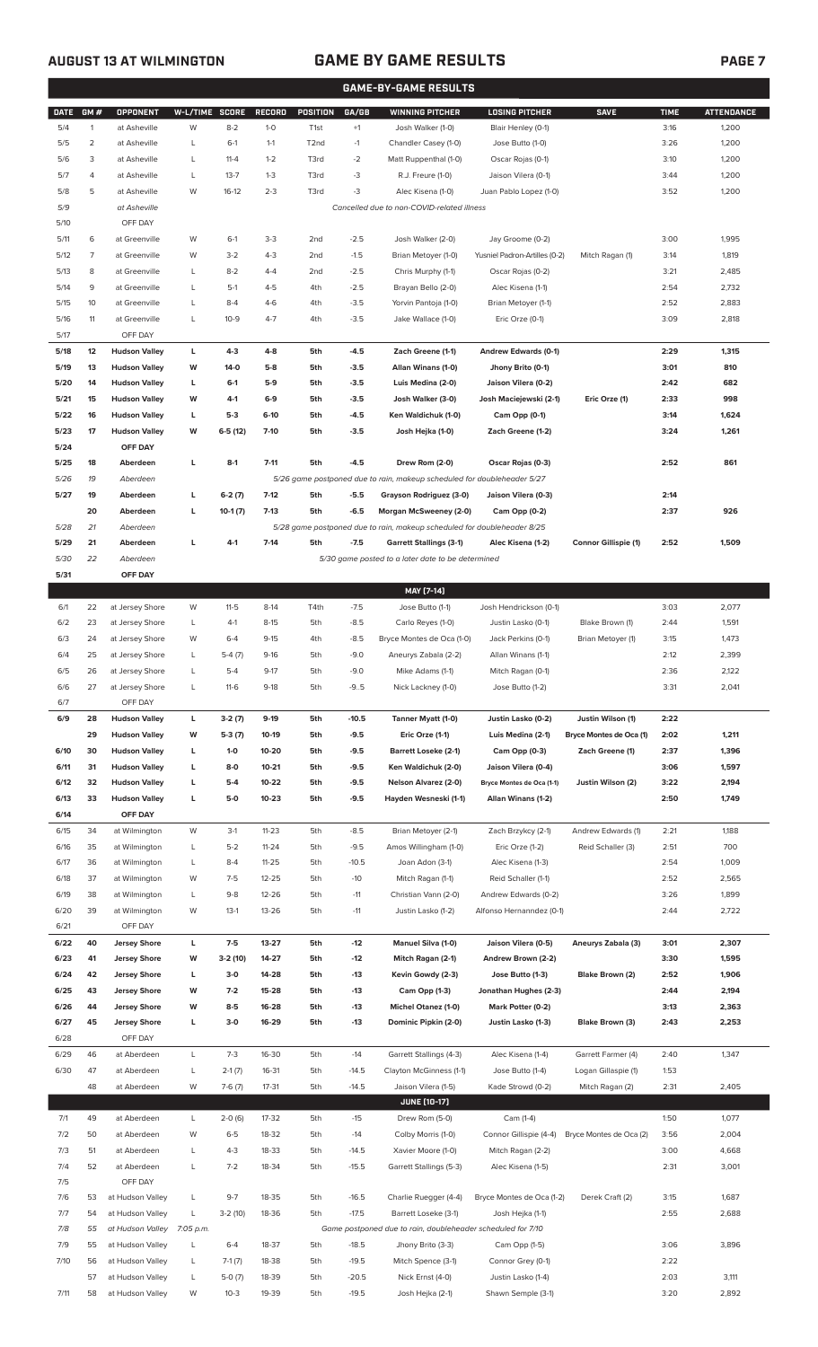## AUGUST 13 AT WILMINGTON

## GAME BY GAME RESULTS

### GAME-BY-GAME RESULTS

| DATE | GM # | OPPONENT | W-L/TIME | SCORE | RECORD | POSITION | GA/GB | WINNING PITCHER | LOSING PITCHER | SAVE | TIME | ATTENDANCE |
|---|---|---|---|---|---|---|---|---|---|---|---|---|
| 5/4 | 1 | at Asheville | W | 8-2 | 1-0 | T1st | +1 | Josh Walker (1-0) | Blair Henley (0-1) | | 3:16 | 1,200 |
| 5/5 | 2 | at Asheville | L | 6-1 | 1-1 | T2nd | -1 | Chandler Casey (1-0) | Jose Butto (1-0) | | 3:26 | 1,200 |
| 5/6 | 3 | at Asheville | L | 11-4 | 1-2 | T3rd | -2 | Matt Ruppenthal (1-0) | Oscar Rojas (0-1) | | 3:10 | 1,200 |
| 5/7 | 4 | at Asheville | L | 13-7 | 1-3 | T3rd | -3 | R.J. Freure (1-0) | Jaison Vilera (0-1) | | 3:44 | 1,200 |
| 5/8 | 5 | at Asheville | W | 16-12 | 2-3 | T3rd | -3 | Alec Kisena (1-0) | Juan Pablo Lopez (1-0) | | 3:52 | 1,200 |
| 5/9 | | at Asheville | | | | | | Cancelled due to non-COVID-related illness | | | | |
| 5/10 | | OFF DAY | | | | | | | | | | |
| 5/11 | 6 | at Greenville | W | 6-1 | 3-3 | 2nd | -2.5 | Josh Walker (2-0) | Jay Groome (0-2) | | 3:00 | 1,995 |
| 5/12 | 7 | at Greenville | W | 3-2 | 4-3 | 2nd | -1.5 | Brian Metoyer (1-0) | Yusniel Padron-Artilles (0-2) | Mitch Ragan (1) | 3:14 | 1,819 |
| 5/13 | 8 | at Greenville | L | 8-2 | 4-4 | 2nd | -2.5 | Chris Murphy (1-1) | Oscar Rojas (0-2) | | 3:21 | 2,485 |
| 5/14 | 9 | at Greenville | L | 5-1 | 4-5 | 4th | -2.5 | Brayan Bello (2-0) | Alec Kisena (1-1) | | 2:54 | 2,732 |
| 5/15 | 10 | at Greenville | L | 8-4 | 4-6 | 4th | -3.5 | Yorvin Pantoja (1-0) | Brian Metoyer (1-1) | | 2:52 | 2,883 |
| 5/16 | 11 | at Greenville | L | 10-9 | 4-7 | 4th | -3.5 | Jake Wallace (1-0) | Eric Orze (0-1) | | 3:09 | 2,818 |
| 5/17 | | OFF DAY | | | | | | | | | | |
| **5/18** | **12** | **Hudson Valley** | **L** | **4-3** | **4-8** | **5th** | **-4.5** | **Zach Greene (1-1)** | **Andrew Edwards (0-1)** | | **2:29** | **1,315** |
| **5/19** | **13** | **Hudson Valley** | **W** | **14-0** | **5-8** | **5th** | **-3.5** | **Allan Winans (1-0)** | **Jhony Brito (0-1)** | | **3:01** | **810** |
| **5/20** | **14** | **Hudson Valley** | **L** | **6-1** | **5-9** | **5th** | **-3.5** | **Luis Medina (2-0)** | **Jaison Vilera (0-2)** | | **2:42** | **682** |
| **5/21** | **15** | **Hudson Valley** | **W** | **4-1** | **6-9** | **5th** | **-3.5** | **Josh Walker (3-0)** | **Josh Maciejewski (2-1)** | **Eric Orze (1)** | **2:33** | **998** |
| **5/22** | **16** | **Hudson Valley** | **L** | **5-3** | **6-10** | **5th** | **-4.5** | **Ken Waldichuk (1-0)** | **Cam Opp (0-1)** | | **3:14** | **1,624** |
| **5/23** | **17** | **Hudson Valley** | **W** | **6-5 (12)** | **7-10** | **5th** | **-3.5** | **Josh Hejka (1-0)** | **Zach Greene (1-2)** | | **3:24** | **1,261** |
| **5/24** | | **OFF DAY** | | | | | | | | | | |
| **5/25** | **18** | **Aberdeen** | **L** | **8-1** | **7-11** | **5th** | **-4.5** | **Drew Rom (2-0)** | **Oscar Rojas (0-3)** | | **2:52** | **861** |
| *5/26* | *19* | *Aberdeen* | | | | | | *5/26 game postponed due to rain, makeup scheduled for doubleheader 5/27* | | | | |
| **5/27** | **19** | **Aberdeen** | **L** | **6-2 (7)** | **7-12** | **5th** | **-5.5** | **Grayson Rodriguez (3-0)** | **Jaison Vilera (0-3)** | | **2:14** | |
| | **20** | **Aberdeen** | **L** | **10-1 (7)** | **7-13** | **5th** | **-6.5** | **Morgan McSweeney (2-0)** | **Cam Opp (0-2)** | | **2:37** | **926** |
| *5/28* | *21* | *Aberdeen* | | | | | | *5/28 game postponed due to rain, makeup scheduled for doubleheader 8/25* | | | | |
| **5/29** | **21** | **Aberdeen** | **L** | **4-1** | **7-14** | **5th** | **-7.5** | **Garrett Stallings (3-1)** | **Alec Kisena (1-2)** | **Connor Gillispie (1)** | **2:52** | **1,509** |
| *5/30* | *22* | *Aberdeen* | | | | | | *5/30 game posted to a later date to be determined* | | | | |
| **5/31** | | **OFF DAY** | | | | | | | | | | |
| | | | | | | | | **MAY [7-14]** | | | | |
| 6/1 | 22 | at Jersey Shore | W | 11-5 | 8-14 | T4th | -7.5 | Jose Butto (1-1) | Josh Hendrickson (0-1) | | 3:03 | 2,077 |
| 6/2 | 23 | at Jersey Shore | L | 4-1 | 8-15 | 5th | -8.5 | Carlo Reyes (1-0) | Justin Lasko (0-1) | Blake Brown (1) | 2:44 | 1,591 |
| 6/3 | 24 | at Jersey Shore | W | 6-4 | 9-15 | 4th | -8.5 | Bryce Montes de Oca (1-0) | Jack Perkins (0-1) | Brian Metoyer (1) | 3:15 | 1,473 |
| 6/4 | 25 | at Jersey Shore | L | 5-4 (7) | 9-16 | 5th | -9.0 | Aneurys Zabala (2-2) | Allan Winans (1-1) | | 2:12 | 2,399 |
| 6/5 | 26 | at Jersey Shore | L | 5-4 | 9-17 | 5th | -9.0 | Mike Adams (1-1) | Mitch Ragan (0-1) | | 2:36 | 2,122 |
| 6/6 | 27 | at Jersey Shore | L | 11-6 | 9-18 | 5th | -9..5 | Nick Lackney (1-0) | Jose Butto (1-2) | | 3:31 | 2,041 |
| 6/7 | | OFF DAY | | | | | | | | | | |
| **6/9** | **28** | **Hudson Valley** | **L** | **3-2 (7)** | **9-19** | **5th** | **-10.5** | **Tanner Myatt (1-0)** | **Justin Lasko (0-2)** | **Justin Wilson (1)** | **2:22** | |
| | **29** | **Hudson Valley** | **W** | **5-3 (7)** | **10-19** | **5th** | **-9.5** | **Eric Orze (1-1)** | **Luis Medina (2-1)** | **Bryce Montes de Oca (1)** | **2:02** | **1,211** |
| **6/10** | **30** | **Hudson Valley** | **L** | **1-0** | **10-20** | **5th** | **-9.5** | **Barrett Loseke (2-1)** | **Cam Opp (0-3)** | **Zach Greene (1)** | **2:37** | **1,396** |
| **6/11** | **31** | **Hudson Valley** | **L** | **8-0** | **10-21** | **5th** | **-9.5** | **Ken Waldichuk (2-0)** | **Jaison Vilera (0-4)** | | **3:06** | **1,597** |
| **6/12** | **32** | **Hudson Valley** | **L** | **5-4** | **10-22** | **5th** | **-9.5** | **Nelson Alvarez (2-0)** | **Bryce Montes de Oca (1-1)** | **Justin Wilson (2)** | **3:22** | **2,194** |
| **6/13** | **33** | **Hudson Valley** | **L** | **5-0** | **10-23** | **5th** | **-9.5** | **Hayden Wesneski (1-1)** | **Allan Winans (1-2)** | | **2:50** | **1,749** |
| **6/14** | | **OFF DAY** | | | | | | | | | | |
| 6/15 | 34 | at Wilmington | W | 3-1 | 11-23 | 5th | -8.5 | Brian Metoyer (2-1) | Zach Brzykcy (2-1) | Andrew Edwards (1) | 2:21 | 1,188 |
| 6/16 | 35 | at Wilmington | L | 5-2 | 11-24 | 5th | -9.5 | Amos Willingham (1-0) | Eric Orze (1-2) | Reid Schaller (3) | 2:51 | 700 |
| 6/17 | 36 | at Wilmington | L | 8-4 | 11-25 | 5th | -10.5 | Joan Adon (3-1) | Alec Kisena (1-3) | | 2:54 | 1,009 |
| 6/18 | 37 | at Wilmington | W | 7-5 | 12-25 | 5th | -10 | Mitch Ragan (1-1) | Reid Schaller (1-1) | | 2:52 | 2,565 |
| 6/19 | 38 | at Wilmington | L | 9-8 | 12-26 | 5th | -11 | Christian Vann (2-0) | Andrew Edwards (0-2) | | 3:26 | 1,899 |
| 6/20 | 39 | at Wilmington | W | 13-1 | 13-26 | 5th | -11 | Justin Lasko (1-2) | Alfonso Hernanndez (0-1) | | 2:44 | 2,722 |
| 6/21 | | OFF DAY | | | | | | | | | | |
| **6/22** | **40** | **Jersey Shore** | **L** | **7-5** | **13-27** | **5th** | **-12** | **Manuel Silva (1-0)** | **Jaison Vilera (0-5)** | **Aneurys Zabala (3)** | **3:01** | **2,307** |
| **6/23** | **41** | **Jersey Shore** | **W** | **3-2 (10)** | **14-27** | **5th** | **-12** | **Mitch Ragan (2-1)** | **Andrew Brown (2-2)** | | **3:30** | **1,595** |
| **6/24** | **42** | **Jersey Shore** | **L** | **3-0** | **14-28** | **5th** | **-13** | **Kevin Gowdy (2-3)** | **Jose Butto (1-3)** | **Blake Brown (2)** | **2:52** | **1,906** |
| **6/25** | **43** | **Jersey Shore** | **W** | **7-2** | **15-28** | **5th** | **-13** | **Cam Opp (1-3)** | **Jonathan Hughes (2-3)** | | **2:44** | **2,194** |
| **6/26** | **44** | **Jersey Shore** | **W** | **8-5** | **16-28** | **5th** | **-13** | **Michel Otanez (1-0)** | **Mark Potter (0-2)** | | **3:13** | **2,363** |
| **6/27** | **45** | **Jersey Shore** | **L** | **3-0** | **16-29** | **5th** | **-13** | **Dominic Pipkin (2-0)** | **Justin Lasko (1-3)** | **Blake Brown (3)** | **2:43** | **2,253** |
| 6/28 | | OFF DAY | | | | | | | | | | |
| 6/29 | 46 | at Aberdeen | L | 7-3 | 16-30 | 5th | -14 | Garrett Stallings (4-3) | Alec Kisena (1-4) | Garrett Farmer (4) | 2:40 | 1,347 |
| 6/30 | 47 | at Aberdeen | L | 2-1 (7) | 16-31 | 5th | -14.5 | Clayton McGinness (1-1) | Jose Butto (1-4) | Logan Gillaspie (1) | 1:53 | |
| | 48 | at Aberdeen | W | 7-6 (7) | 17-31 | 5th | -14.5 | Jaison Vilera (1-5) | Kade Strowd (0-2) | Mitch Ragan (2) | 2:31 | 2,405 |
| | | | | | | | | **JUNE [10-17]** | | | | |
| 7/1 | 49 | at Aberdeen | L | 2-0 (6) | 17-32 | 5th | -15 | Drew Rom (5-0) | Cam (1-4) | | 1:50 | 1,077 |
| 7/2 | 50 | at Aberdeen | W | 6-5 | 18-32 | 5th | -14 | Colby Morris (1-0) | Connor Gillispie (4-4) | Bryce Montes de Oca (2) | 3:56 | 2,004 |
| 7/3 | 51 | at Aberdeen | L | 4-3 | 18-33 | 5th | -14.5 | Xavier Moore (1-0) | Mitch Ragan (2-2) | | 3:00 | 4,668 |
| 7/4 | 52 | at Aberdeen | L | 7-2 | 18-34 | 5th | -15.5 | Garrett Stallings (5-3) | Alec Kisena (1-5) | | 2:31 | 3,001 |
| 7/5 | | OFF DAY | | | | | | | | | | |
| 7/6 | 53 | at Hudson Valley | L | 9-7 | 18-35 | 5th | -16.5 | Charlie Ruegger (4-4) | Bryce Montes de Oca (1-2) | Derek Craft (2) | 3:15 | 1,687 |
| 7/7 | 54 | at Hudson Valley | L | 3-2 (10) | 18-36 | 5th | -17.5 | Barrett Loseke (3-1) | Josh Hejka (1-1) | | 2:55 | 2,688 |
| *7/8* | *55* | *at Hudson Valley* | *7:05 p.m.* | | | | | *Game postponed due to rain, doubleheader scheduled for 7/10* | | | | |
| 7/9 | 55 | at Hudson Valley | L | 6-4 | 18-37 | 5th | -18.5 | Jhony Brito (3-3) | Cam Opp (1-5) | | 3:06 | 3,896 |
| 7/10 | 56 | at Hudson Valley | L | 7-1 (7) | 18-38 | 5th | -19.5 | Mitch Spence (3-1) | Connor Grey (0-1) | | 2:22 | |
| | 57 | at Hudson Valley | L | 5-0 (7) | 18-39 | 5th | -20.5 | Nick Ernst (4-0) | Justin Lasko (1-4) | | 2:03 | 3,111 |
| 7/11 | 58 | at Hudson Valley | W | 10-3 | 19-39 | 5th | -19.5 | Josh Hejka (2-1) | Shawn Semple (3-1) | | 3:20 | 2,892 |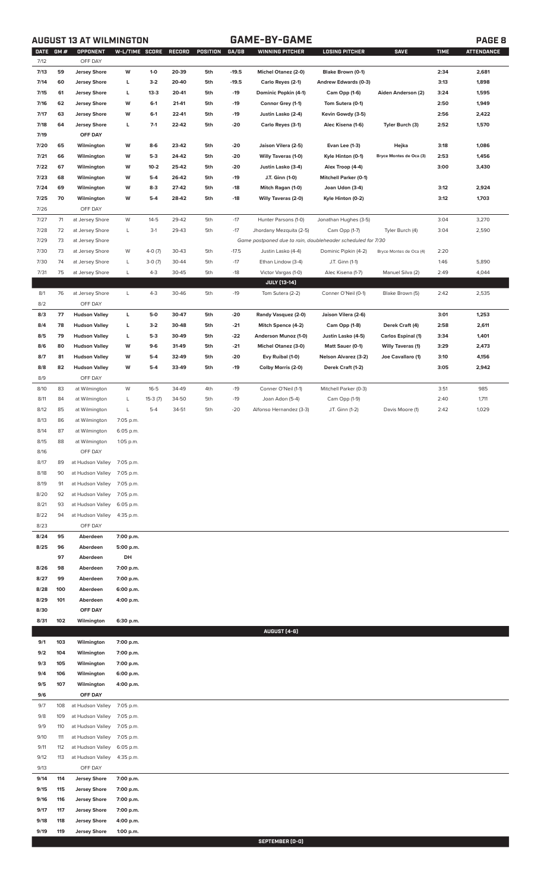## AUGUST 13 AT WILMINGTON — GAME-BY-GAME

| DATE | GM # | OPPONENT | W-L/TIME | SCORE | RECORD | POSITION | GA/GB | WINNING PITCHER | LOSING PITCHER | SAVE | TIME | ATTENDANCE |
|---|---|---|---|---|---|---|---|---|---|---|---|---|
| 7/12 | | OFF DAY | | | | | | | | | | |
| 7/13 | 59 | Jersey Shore | W | 1-0 | 20-39 | 5th | -19.5 | Michel Otanez (2-0) | Blake Brown (0-1) | | 2:34 | 2,681 |
| 7/14 | 60 | Jersey Shore | L | 3-2 | 20-40 | 5th | -19.5 | Carlo Reyes (2-1) | Andrew Edwards (0-3) | | 3:13 | 1,898 |
| 7/15 | 61 | Jersey Shore | L | 13-3 | 20-41 | 5th | -19 | Dominic Popkin (4-1) | Cam Opp (1-6) | Aiden Anderson (2) | 3:24 | 1,595 |
| 7/16 | 62 | Jersey Shore | W | 6-1 | 21-41 | 5th | -19 | Connor Grey (1-1) | Tom Sutera (0-1) | | 2:50 | 1,949 |
| 7/17 | 63 | Jersey Shore | W | 6-1 | 22-41 | 5th | -19 | Justin Lasko (2-4) | Kevin Gowdy (3-5) | | 2:56 | 2,422 |
| 7/18 | 64 | Jersey Shore | L | 7-1 | 22-42 | 5th | -20 | Carlo Reyes (3-1) | Alec Kisena (1-6) | Tyler Burch (3) | 2:52 | 1,570 |
| 7/19 | | OFF DAY | | | | | | | | | | |
| 7/20 | 65 | Wilmington | W | 8-6 | 23-42 | 5th | -20 | Jaison Vilera (2-5) | Evan Lee (1-3) | Hejka | 3:18 | 1,086 |
| 7/21 | 66 | Wilmington | W | 5-3 | 24-42 | 5th | -20 | Willy Taveras (1-0) | Kyle Hinton (0-1) | Bryce Montes de Oca (3) | 2:53 | 1,456 |
| 7/22 | 67 | Wilmington | W | 10-2 | 25-42 | 5th | -20 | Justin Lasko (3-4) | Alex Troop (4-4) | | 3:00 | 3,430 |
| 7/23 | 68 | Wilmington | W | 5-4 | 26-42 | 5th | -19 | J.T. Ginn (1-0) | Mitchell Parker (0-1) | | | |
| 7/24 | 69 | Wilmington | W | 8-3 | 27-42 | 5th | -18 | Mitch Ragan (1-0) | Joan Udon (3-4) | | 3:12 | 2,924 |
| 7/25 | 70 | Wilmington | W | 5-4 | 28-42 | 5th | -18 | Willy Taveras (2-0) | Kyle Hinton (0-2) | | 3:12 | 1,703 |
| 7/26 | | OFF DAY | | | | | | | | | | |
| 7/27 | 71 | at Jersey Shore | W | 14-5 | 29-42 | 5th | -17 | Hunter Parsons (1-0) | Jonathan Hughes (3-5) | | 3:04 | 3,270 |
| 7/28 | 72 | at Jersey Shore | L | 3-1 | 29-43 | 5th | -17 | Jhordany Mezquita (2-5) | Cam Opp (1-7) | Tyler Burch (4) | 3:04 | 2,590 |
| 7/29 | 73 | at Jersey Shore | | | | | | Game postponed due to rain, doubleheader scheduled for 7/30 | | | | |
| 7/30 | 73 | at Jersey Shore | W | 4-0 (7) | 30-43 | 5th | -17.5 | Justin Lasko (4-4) | Dominic Pipkin (4-2) | Bryce Montes de Oca (4) | 2:20 | |
| 7/30 | 74 | at Jersey Shore | L | 3-0 (7) | 30-44 | 5th | -17 | Ethan Lindow (3-4) | J.T. Ginn (1-1) | | 1:46 | 5,890 |
| 7/31 | 75 | at Jersey Shore | L | 4-3 | 30-45 | 5th | -18 | Victor Vargas (1-0) | Alec Kisena (1-7) | Manuel Silva (2) | 2:49 | 4,044 |
| | | | | | | | | JULY (13-14) | | | | |
| 8/1 | 76 | at Jersey Shore | L | 4-3 | 30-46 | 5th | -19 | Tom Sutera (2-2) | Conner O'Neil (0-1) | Blake Brown (5) | 2:42 | 2,535 |
| 8/2 | | OFF DAY | | | | | | | | | | |
| 8/3 | 77 | Hudson Valley | L | 5-0 | 30-47 | 5th | -20 | Randy Vasquez (2-0) | Jaison Vilera (2-6) | | 3:01 | 1,253 |
| 8/4 | 78 | Hudson Valley | L | 3-2 | 30-48 | 5th | -21 | Mitch Spence (4-2) | Cam Opp (1-8) | Derek Craft (4) | 2:58 | 2,611 |
| 8/5 | 79 | Hudson Valley | L | 5-3 | 30-49 | 5th | -22 | Anderson Munoz (1-0) | Justin Lasko (4-5) | Carlos Espinal (1) | 3:34 | 1,401 |
| 8/6 | 80 | Hudson Valley | W | 9-6 | 31-49 | 5th | -21 | Michel Otanez (3-0) | Matt Sauer (0-1) | Willy Taveras (1) | 3:29 | 2,473 |
| 8/7 | 81 | Hudson Valley | W | 5-4 | 32-49 | 5th | -20 | Evy Ruibal (1-0) | Nelson Alvarez (3-2) | Joe Cavallaro (1) | 3:10 | 4,156 |
| 8/8 | 82 | Hudson Valley | W | 5-4 | 33-49 | 5th | -19 | Colby Morris (2-0) | Derek Craft (1-2) | | 3:05 | 2,942 |
| 8/9 | | OFF DAY | | | | | | | | | | |
| 8/10 | 83 | at Wilmington | W | 16-5 | 34-49 | 4th | -19 | Conner O'Neil (1-1) | Mitchell Parker (0-3) | | 3:51 | 985 |
| 8/11 | 84 | at Wilmington | L | 15-3 (7) | 34-50 | 5th | -19 | Joan Adon (5-4) | Cam Opp (1-9) | | 2:40 | 1,711 |
| 8/12 | 85 | at Wilmington | L | 5-4 | 34-51 | 5th | -20 | Alfonso Hernandez (3-3) | J.T. Ginn (1-2) | Davis Moore (1) | 2:42 | 1,029 |
| 8/13 | 86 | at Wilmington | 7:05 p.m. | | | | | | | | | |
| 8/14 | 87 | at Wilmington | 6:05 p.m. | | | | | | | | | |
| 8/15 | 88 | at Wilmington | 1:05 p.m. | | | | | | | | | |
| 8/16 | | OFF DAY | | | | | | | | | | |
| 8/17 | 89 | at Hudson Valley | 7:05 p.m. | | | | | | | | | |
| 8/18 | 90 | at Hudson Valley | 7:05 p.m. | | | | | | | | | |
| 8/19 | 91 | at Hudson Valley | 7:05 p.m. | | | | | | | | | |
| 8/20 | 92 | at Hudson Valley | 7:05 p.m. | | | | | | | | | |
| 8/21 | 93 | at Hudson Valley | 6:05 p.m. | | | | | | | | | |
| 8/22 | 94 | at Hudson Valley | 4:35 p.m. | | | | | | | | | |
| 8/23 | | OFF DAY | | | | | | | | | | |
| 8/24 | 95 | Aberdeen | 7:00 p.m. | | | | | | | | | |
| 8/25 | 96 | Aberdeen | 5:00 p.m. | | | | | | | | | |
| | 97 | Aberdeen | DH | | | | | | | | | |
| 8/26 | 98 | Aberdeen | 7:00 p.m. | | | | | | | | | |
| 8/27 | 99 | Aberdeen | 7:00 p.m. | | | | | | | | | |
| 8/28 | 100 | Aberdeen | 6:00 p.m. | | | | | | | | | |
| 8/29 | 101 | Aberdeen | 4:00 p.m. | | | | | | | | | |
| 8/30 | | OFF DAY | | | | | | | | | | |
| 8/31 | 102 | Wilmington | 6:30 p.m. | | | | | | | | | |
| | | | | | | | | AUGUST (4-6) | | | | |
| 9/1 | 103 | Wilmington | 7:00 p.m. | | | | | | | | | |
| 9/2 | 104 | Wilmington | 7:00 p.m. | | | | | | | | | |
| 9/3 | 105 | Wilmington | 7:00 p.m. | | | | | | | | | |
| 9/4 | 106 | Wilmington | 6:00 p.m. | | | | | | | | | |
| 9/5 | 107 | Wilmington | 4:00 p.m. | | | | | | | | | |
| 9/6 | | OFF DAY | | | | | | | | | | |
| 9/7 | 108 | at Hudson Valley | 7:05 p.m. | | | | | | | | | |
| 9/8 | 109 | at Hudson Valley | 7:05 p.m. | | | | | | | | | |
| 9/9 | 110 | at Hudson Valley | 7:05 p.m. | | | | | | | | | |
| 9/10 | 111 | at Hudson Valley | 7:05 p.m. | | | | | | | | | |
| 9/11 | 112 | at Hudson Valley | 6:05 p.m. | | | | | | | | | |
| 9/12 | 113 | at Hudson Valley | 4:35 p.m. | | | | | | | | | |
| 9/13 | | OFF DAY | | | | | | | | | | |
| 9/14 | 114 | Jersey Shore | 7:00 p.m. | | | | | | | | | |
| 9/15 | 115 | Jersey Shore | 7:00 p.m. | | | | | | | | | |
| 9/16 | 116 | Jersey Shore | 7:00 p.m. | | | | | | | | | |
| 9/17 | 117 | Jersey Shore | 7:00 p.m. | | | | | | | | | |
| 9/18 | 118 | Jersey Shore | 4:00 p.m. | | | | | | | | | |
| 9/19 | 119 | Jersey Shore | 1:00 p.m. | | | | | | | | | |
| | | | | | | | | SEPTEMBER (0-0) | | | | |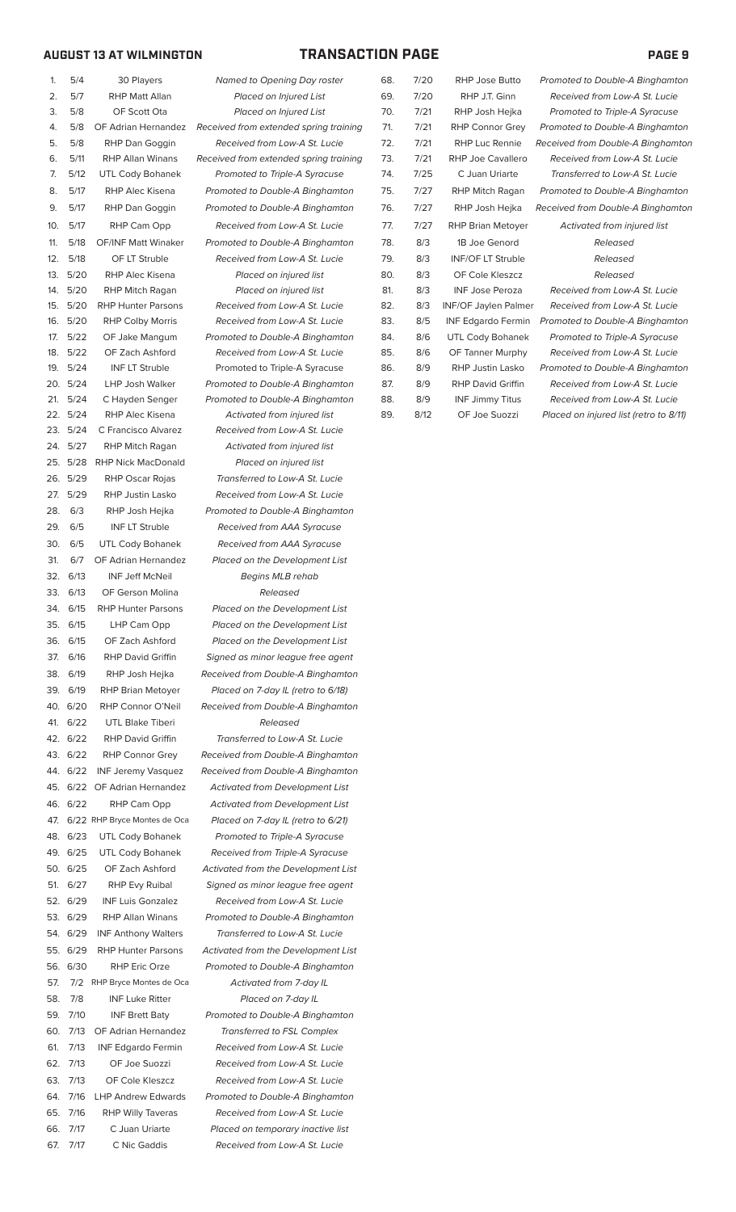## TRANSACTION PAGE

| | | | |
|---|---|---|---|
| 1. | 5/4 | 30 Players | *Named to Opening Day roster* |
| 2. | 5/7 | RHP Matt Allan | *Placed on Injured List* |
| 3. | 5/8 | OF Scott Ota | *Placed on Injured List* |
| 4. | 5/8 | OF Adrian Hernandez | *Received from extended spring training* |
| 5. | 5/8 | RHP Dan Goggin | *Received from Low-A St. Lucie* |
| 6. | 5/11 | RHP Allan Winans | *Received from extended spring training* |
| 7. | 5/12 | UTL Cody Bohanek | *Promoted to Triple-A Syracuse* |
| 8. | 5/17 | RHP Alec Kisena | *Promoted to Double-A Binghamton* |
| 9. | 5/17 | RHP Dan Goggin | *Promoted to Double-A Binghamton* |
| 10. | 5/17 | RHP Cam Opp | *Received from Low-A St. Lucie* |
| 11. | 5/18 | OF/INF Matt Winaker | *Promoted to Double-A Binghamton* |
| 12. | 5/18 | OF LT Struble | *Received from Low-A St. Lucie* |
| 13. | 5/20 | RHP Alec Kisena | *Placed on injured list* |
| 14. | 5/20 | RHP Mitch Ragan | *Placed on injured list* |
| 15. | 5/20 | RHP Hunter Parsons | *Received from Low-A St. Lucie* |
| 16. | 5/20 | RHP Colby Morris | *Received from Low-A St. Lucie* |
| 17. | 5/22 | OF Jake Mangum | *Promoted to Double-A Binghamton* |
| 18. | 5/22 | OF Zach Ashford | *Received from Low-A St. Lucie* |
| 19. | 5/24 | INF LT Struble | Promoted to Triple-A Syracuse |
| 20. | 5/24 | LHP Josh Walker | *Promoted to Double-A Binghamton* |
| 21. | 5/24 | C Hayden Senger | *Promoted to Double-A Binghamton* |
| 22. | 5/24 | RHP Alec Kisena | *Activated from injured list* |
| 23. | 5/24 | C Francisco Alvarez | *Received from Low-A St. Lucie* |
| 24. | 5/27 | RHP Mitch Ragan | *Activated from injured list* |
| 25. | 5/28 | RHP Nick MacDonald | *Placed on injured list* |
| 26. | 5/29 | RHP Oscar Rojas | *Transferred to Low-A St. Lucie* |
| 27. | 5/29 | RHP Justin Lasko | *Received from Low-A St. Lucie* |
| 28. | 6/3 | RHP Josh Hejka | *Promoted to Double-A Binghamton* |
| 29. | 6/5 | INF LT Struble | *Received from AAA Syracuse* |
| 30. | 6/5 | UTL Cody Bohanek | *Received from AAA Syracuse* |
| 31. | 6/7 | OF Adrian Hernandez | *Placed on the Development List* |
| 32. | 6/13 | INF Jeff McNeil | *Begins MLB rehab* |
| 33. | 6/13 | OF Gerson Molina | *Released* |
| 34. | 6/15 | RHP Hunter Parsons | *Placed on the Development List* |
| 35. | 6/15 | LHP Cam Opp | *Placed on the Development List* |
| 36. | 6/15 | OF Zach Ashford | *Placed on the Development List* |
| 37. | 6/16 | RHP David Griffin | *Signed as minor league free agent* |
| 38. | 6/19 | RHP Josh Hejka | *Received from Double-A Binghamton* |
| 39. | 6/19 | RHP Brian Metoyer | *Placed on 7-day IL (retro to 6/18)* |
| 40. | 6/20 | RHP Connor O'Neil | *Received from Double-A Binghamton* |
| 41. | 6/22 | UTL Blake Tiberi | *Released* |
| 42. | 6/22 | RHP David Griffin | *Transferred to Low-A St. Lucie* |
| 43. | 6/22 | RHP Connor Grey | *Received from Double-A Binghamton* |
| 44. | 6/22 | INF Jeremy Vasquez | *Received from Double-A Binghamton* |
| 45. | 6/22 | OF Adrian Hernandez | *Activated from Development List* |
| 46. | 6/22 | RHP Cam Opp | *Activated from Development List* |
| 47. | 6/22 | RHP Bryce Montes de Oca | *Placed on 7-day IL (retro to 6/21)* |
| 48. | 6/23 | UTL Cody Bohanek | *Promoted to Triple-A Syracuse* |
| 49. | 6/25 | UTL Cody Bohanek | *Received from Triple-A Syracuse* |
| 50. | 6/25 | OF Zach Ashford | *Activated from the Development List* |
| 51. | 6/27 | RHP Evy Ruibal | *Signed as minor league free agent* |
| 52. | 6/29 | INF Luis Gonzalez | *Received from Low-A St. Lucie* |
| 53. | 6/29 | RHP Allan Winans | *Promoted to Double-A Binghamton* |
| 54. | 6/29 | INF Anthony Walters | *Transferred to Low-A St. Lucie* |
| 55. | 6/29 | RHP Hunter Parsons | *Activated from the Development List* |
| 56. | 6/30 | RHP Eric Orze | *Promoted to Double-A Binghamton* |
| 57. | 7/2 | RHP Bryce Montes de Oca | *Activated from 7-day IL* |
| 58. | 7/8 | INF Luke Ritter | *Placed on 7-day IL* |
| 59. | 7/10 | INF Brett Baty | *Promoted to Double-A Binghamton* |
| 60. | 7/13 | OF Adrian Hernandez | *Transferred to FSL Complex* |
| 61. | 7/13 | INF Edgardo Fermin | *Received from Low-A St. Lucie* |
| 62. | 7/13 | OF Joe Suozzi | *Received from Low-A St. Lucie* |
| 63. | 7/13 | OF Cole Kleszcz | *Received from Low-A St. Lucie* |
| 64. | 7/16 | LHP Andrew Edwards | *Promoted to Double-A Binghamton* |
| 65. | 7/16 | RHP Willy Taveras | *Received from Low-A St. Lucie* |
| 66. | 7/17 | C Juan Uriarte | *Placed on temporary inactive list* |
| 67. | 7/17 | C Nic Gaddis | *Received from Low-A St. Lucie* |
| 68. | 7/20 | RHP Jose Butto | *Promoted to Double-A Binghamton* |
| 69. | 7/20 | RHP J.T. Ginn | *Received from Low-A St. Lucie* |
| 70. | 7/21 | RHP Josh Hejka | *Promoted to Triple-A Syracuse* |
| 71. | 7/21 | RHP Connor Grey | *Promoted to Double-A Binghamton* |
| 72. | 7/21 | RHP Luc Rennie | *Received from Double-A Binghamton* |
| 73. | 7/21 | RHP Joe Cavallero | *Received from Low-A St. Lucie* |
| 74. | 7/25 | C Juan Uriarte | *Transferred to Low-A St. Lucie* |
| 75. | 7/27 | RHP Mitch Ragan | *Promoted to Double-A Binghamton* |
| 76. | 7/27 | RHP Josh Hejka | *Received from Double-A Binghamton* |
| 77. | 7/27 | RHP Brian Metoyer | *Activated from injured list* |
| 78. | 8/3 | 1B Joe Genord | *Released* |
| 79. | 8/3 | INF/OF LT Struble | *Released* |
| 80. | 8/3 | OF Cole Kleszcz | *Released* |
| 81. | 8/3 | INF Jose Peroza | *Received from Low-A St. Lucie* |
| 82. | 8/3 | INF/OF Jaylen Palmer | *Received from Low-A St. Lucie* |
| 83. | 8/5 | INF Edgardo Fermin | *Promoted to Double-A Binghamton* |
| 84. | 8/6 | UTL Cody Bohanek | *Promoted to Triple-A Syracuse* |
| 85. | 8/6 | OF Tanner Murphy | *Received from Low-A St. Lucie* |
| 86. | 8/9 | RHP Justin Lasko | *Promoted to Double-A Binghamton* |
| 87. | 8/9 | RHP David Griffin | *Received from Low-A St. Lucie* |
| 88. | 8/9 | INF Jimmy Titus | *Received from Low-A St. Lucie* |
| 89. | 8/12 | OF Joe Suozzi | *Placed on injured list (retro to 8/11)* |